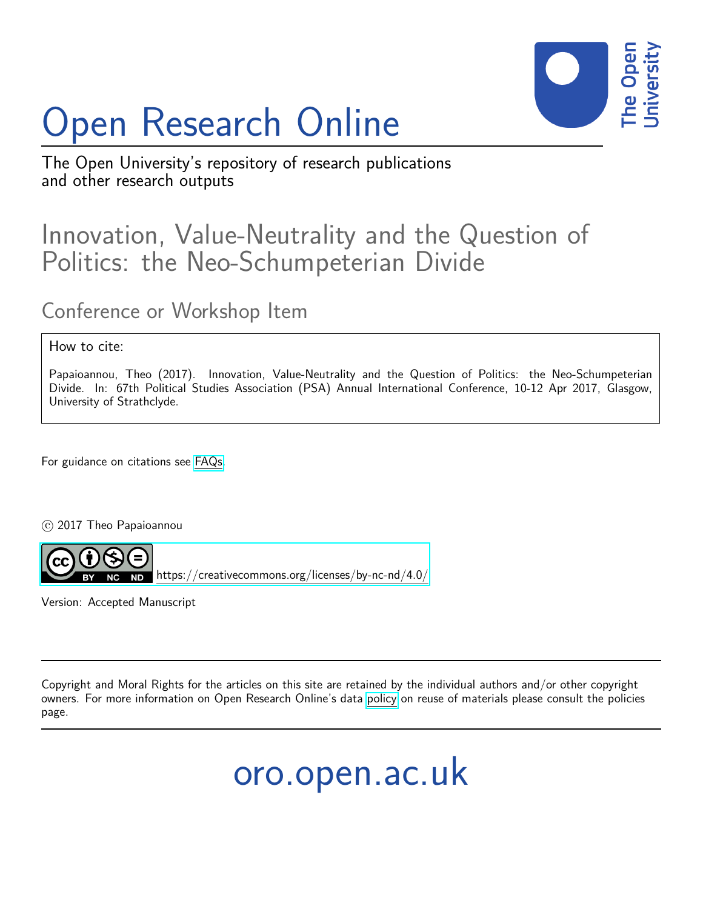# Open Research Online

The Open University's repository of research publications and other research outputs

## Innovation, Value-Neutrality and the Question of Politics: the Neo-Schumpeterian Divide

### Conference or Workshop Item

How to cite:

Papaioannou, Theo (2017). Innovation, Value-Neutrality and the Question of Politics: the Neo-Schumpeterian Divide. In: 67th Political Studies Association (PSA) Annual International Conference, 10-12 Apr 2017, Glasgow, University of Strathclyde.

For guidance on citations see FAQs.

© 2017 Theo Papaioannou

https://creativecommons.org/licenses/by-nc-nd/4.0/

Version: Accepted Manuscript

Copyright and Moral Rights for the articles on this site are retained by the individual authors and/or other copyright owners. For more information on Open Research Online's data policy on reuse of materials please consult the policies page.

oro.open.ac.uk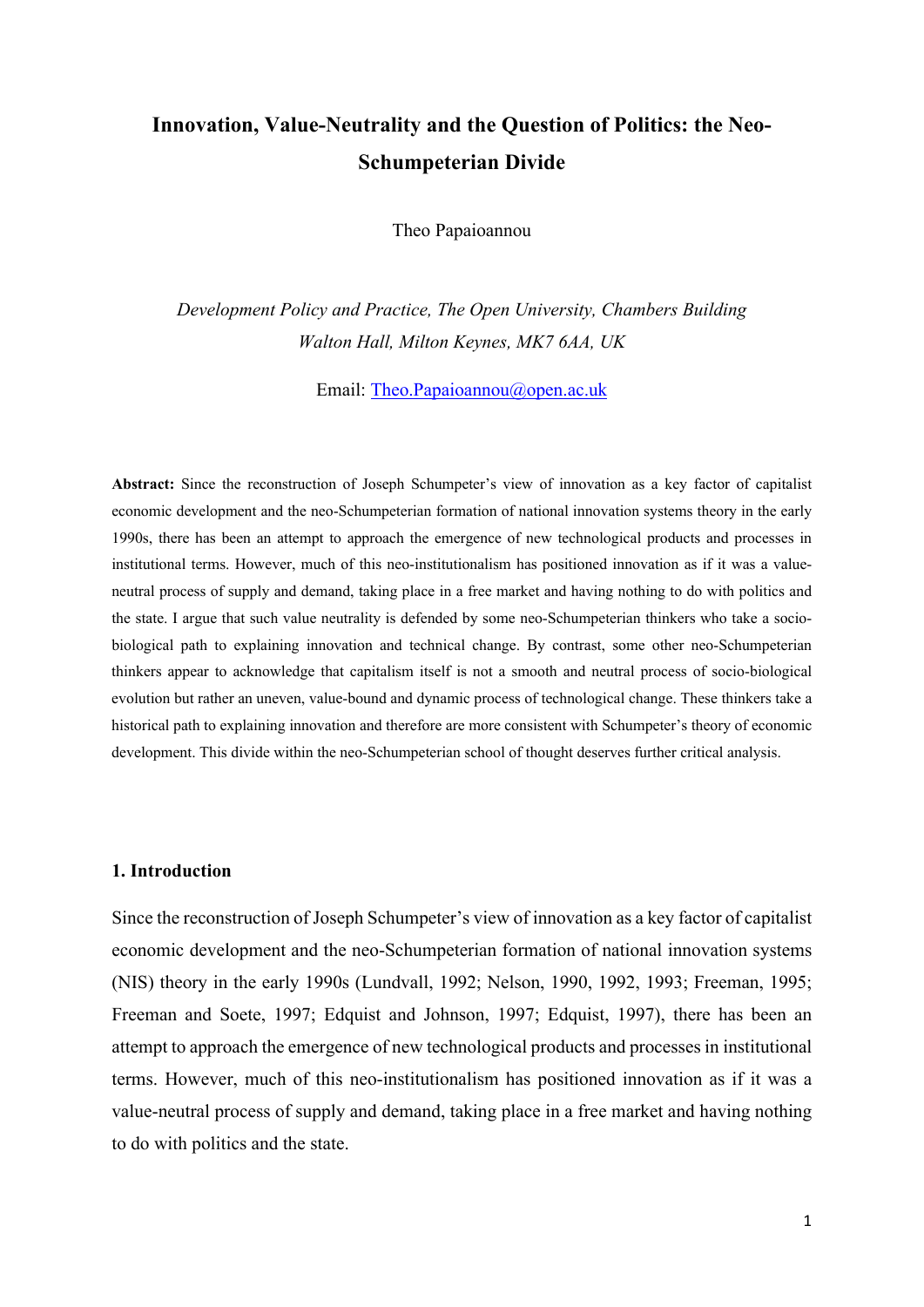# Innovation, Value-Neutrality and the Question of Politics: the Neo-Schumpeterian Divide

Theo Papaioannou

*Development Policy and Practice, The Open University, Chambers Building Walton Hall, Milton Keynes, MK7 6AA, UK*

Email: Theo.Papaioannou@open.ac.uk

**Abstract:** Since the reconstruction of Joseph Schumpeter's view of innovation as a key factor of capitalist economic development and the neo-Schumpeterian formation of national innovation systems theory in the early 1990s, there has been an attempt to approach the emergence of new technological products and processes in institutional terms. However, much of this neo-institutionalism has positioned innovation as if it was a value-neutral process of supply and demand, taking place in a free market and having nothing to do with politics and the state. I argue that such value neutrality is defended by some neo-Schumpeterian thinkers who take a socio-biological path to explaining innovation and technical change. By contrast, some other neo-Schumpeterian thinkers appear to acknowledge that capitalism itself is not a smooth and neutral process of socio-biological evolution but rather an uneven, value-bound and dynamic process of technological change. These thinkers take a historical path to explaining innovation and therefore are more consistent with Schumpeter's theory of economic development. This divide within the neo-Schumpeterian school of thought deserves further critical analysis.

## 1. Introduction

Since the reconstruction of Joseph Schumpeter's view of innovation as a key factor of capitalist economic development and the neo-Schumpeterian formation of national innovation systems (NIS) theory in the early 1990s (Lundvall, 1992; Nelson, 1990, 1992, 1993; Freeman, 1995; Freeman and Soete, 1997; Edquist and Johnson, 1997; Edquist, 1997), there has been an attempt to approach the emergence of new technological products and processes in institutional terms. However, much of this neo-institutionalism has positioned innovation as if it was a value-neutral process of supply and demand, taking place in a free market and having nothing to do with politics and the state.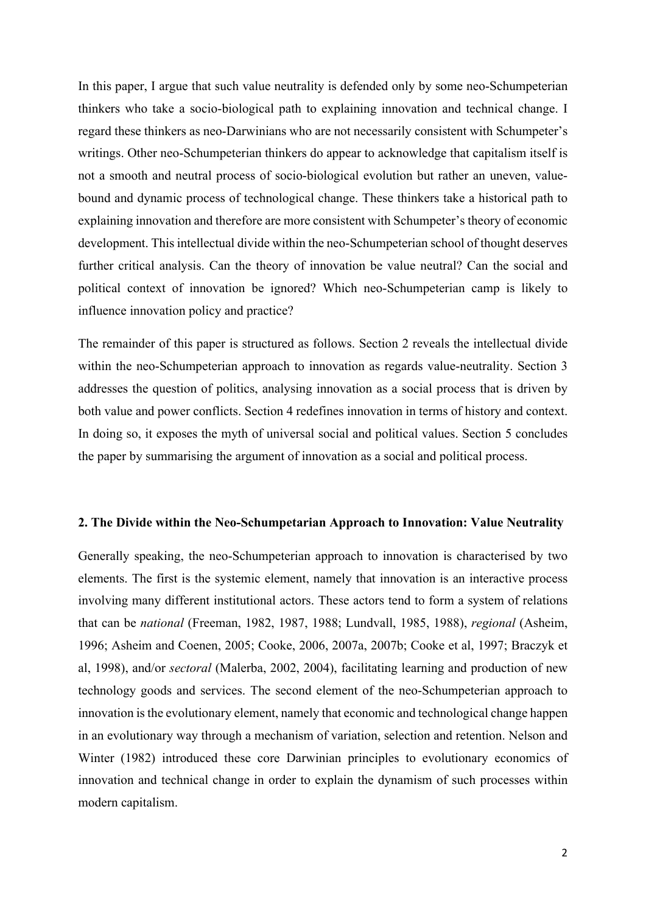In this paper, I argue that such value neutrality is defended only by some neo-Schumpeterian thinkers who take a socio-biological path to explaining innovation and technical change. I regard these thinkers as neo-Darwinians who are not necessarily consistent with Schumpeter's writings. Other neo-Schumpeterian thinkers do appear to acknowledge that capitalism itself is not a smooth and neutral process of socio-biological evolution but rather an uneven, value-bound and dynamic process of technological change. These thinkers take a historical path to explaining innovation and therefore are more consistent with Schumpeter's theory of economic development. This intellectual divide within the neo-Schumpeterian school of thought deserves further critical analysis. Can the theory of innovation be value neutral? Can the social and political context of innovation be ignored? Which neo-Schumpeterian camp is likely to influence innovation policy and practice?

The remainder of this paper is structured as follows. Section 2 reveals the intellectual divide within the neo-Schumpeterian approach to innovation as regards value-neutrality. Section 3 addresses the question of politics, analysing innovation as a social process that is driven by both value and power conflicts. Section 4 redefines innovation in terms of history and context. In doing so, it exposes the myth of universal social and political values. Section 5 concludes the paper by summarising the argument of innovation as a social and political process.

## 2. The Divide within the Neo-Schumpetarian Approach to Innovation: Value Neutrality

Generally speaking, the neo-Schumpeterian approach to innovation is characterised by two elements. The first is the systemic element, namely that innovation is an interactive process involving many different institutional actors. These actors tend to form a system of relations that can be *national* (Freeman, 1982, 1987, 1988; Lundvall, 1985, 1988), *regional* (Asheim, 1996; Asheim and Coenen, 2005; Cooke, 2006, 2007a, 2007b; Cooke et al, 1997; Braczyk et al, 1998), and/or *sectoral* (Malerba, 2002, 2004), facilitating learning and production of new technology goods and services. The second element of the neo-Schumpeterian approach to innovation is the evolutionary element, namely that economic and technological change happen in an evolutionary way through a mechanism of variation, selection and retention. Nelson and Winter (1982) introduced these core Darwinian principles to evolutionary economics of innovation and technical change in order to explain the dynamism of such processes within modern capitalism.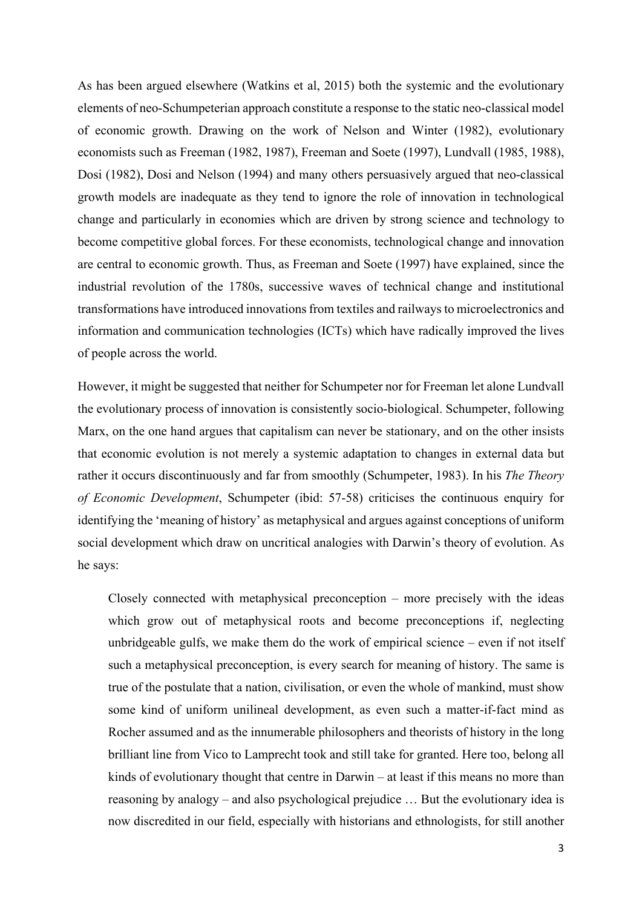As has been argued elsewhere (Watkins et al, 2015) both the systemic and the evolutionary elements of neo-Schumpeterian approach constitute a response to the static neo-classical model of economic growth. Drawing on the work of Nelson and Winter (1982), evolutionary economists such as Freeman (1982, 1987), Freeman and Soete (1997), Lundvall (1985, 1988), Dosi (1982), Dosi and Nelson (1994) and many others persuasively argued that neo-classical growth models are inadequate as they tend to ignore the role of innovation in technological change and particularly in economies which are driven by strong science and technology to become competitive global forces. For these economists, technological change and innovation are central to economic growth. Thus, as Freeman and Soete (1997) have explained, since the industrial revolution of the 1780s, successive waves of technical change and institutional transformations have introduced innovations from textiles and railways to microelectronics and information and communication technologies (ICTs) which have radically improved the lives of people across the world.

However, it might be suggested that neither for Schumpeter nor for Freeman let alone Lundvall the evolutionary process of innovation is consistently socio-biological. Schumpeter, following Marx, on the one hand argues that capitalism can never be stationary, and on the other insists that economic evolution is not merely a systemic adaptation to changes in external data but rather it occurs discontinuously and far from smoothly (Schumpeter, 1983). In his *The Theory of Economic Development*, Schumpeter (ibid: 57-58) criticises the continuous enquiry for identifying the 'meaning of history' as metaphysical and argues against conceptions of uniform social development which draw on uncritical analogies with Darwin's theory of evolution. As he says:

> Closely connected with metaphysical preconception – more precisely with the ideas which grow out of metaphysical roots and become preconceptions if, neglecting unbridgeable gulfs, we make them do the work of empirical science – even if not itself such a metaphysical preconception, is every search for meaning of history. The same is true of the postulate that a nation, civilisation, or even the whole of mankind, must show some kind of uniform unilineal development, as even such a matter-if-fact mind as Rocher assumed and as the innumerable philosophers and theorists of history in the long brilliant line from Vico to Lamprecht took and still take for granted. Here too, belong all kinds of evolutionary thought that centre in Darwin – at least if this means no more than reasoning by analogy – and also psychological prejudice … But the evolutionary idea is now discredited in our field, especially with historians and ethnologists, for still another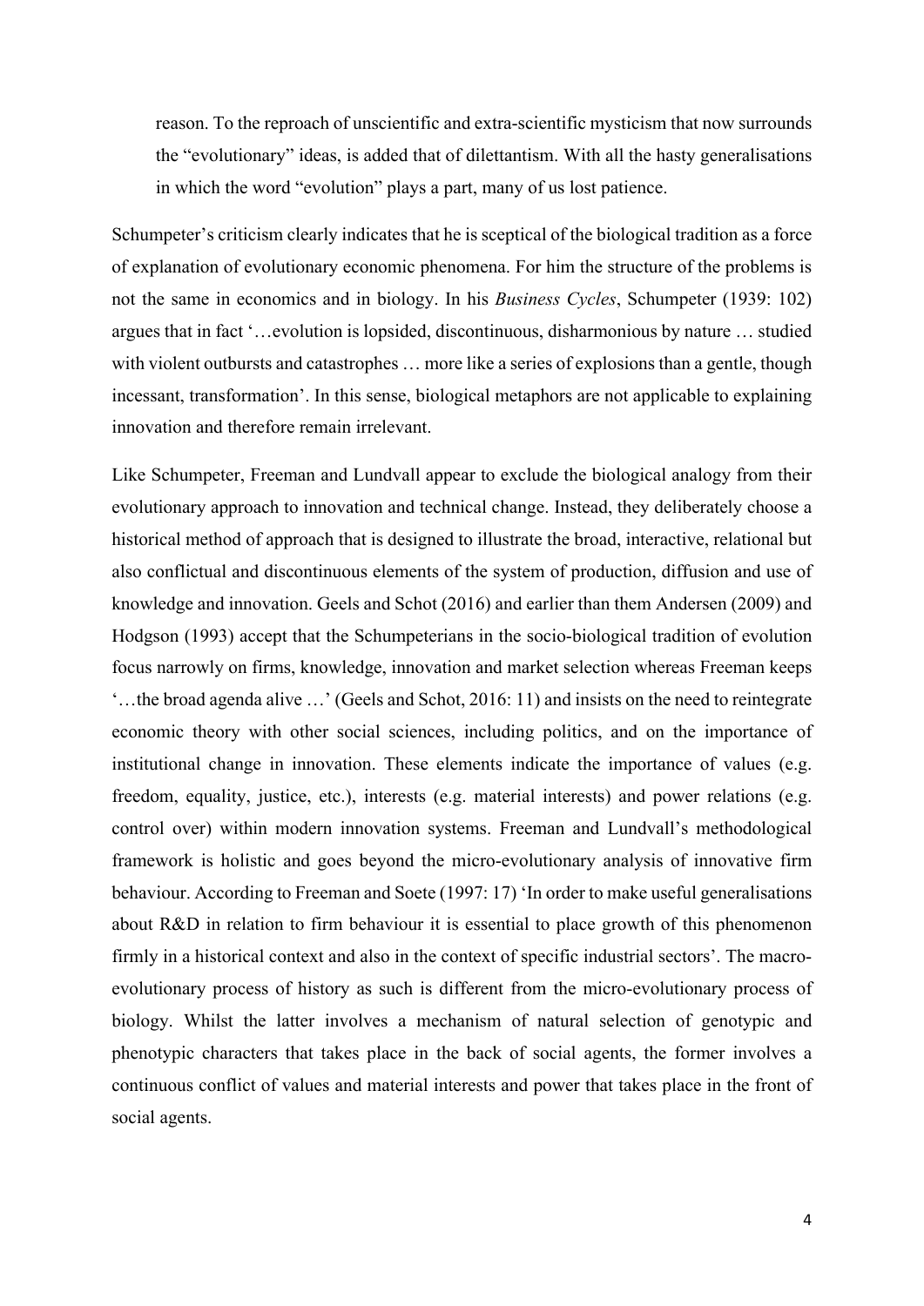> reason. To the reproach of unscientific and extra-scientific mysticism that now surrounds the "evolutionary" ideas, is added that of dilettantism. With all the hasty generalisations in which the word "evolution" plays a part, many of us lost patience.

Schumpeter's criticism clearly indicates that he is sceptical of the biological tradition as a force of explanation of evolutionary economic phenomena. For him the structure of the problems is not the same in economics and in biology. In his *Business Cycles*, Schumpeter (1939: 102) argues that in fact '…evolution is lopsided, discontinuous, disharmonious by nature … studied with violent outbursts and catastrophes … more like a series of explosions than a gentle, though incessant, transformation'. In this sense, biological metaphors are not applicable to explaining innovation and therefore remain irrelevant.

Like Schumpeter, Freeman and Lundvall appear to exclude the biological analogy from their evolutionary approach to innovation and technical change. Instead, they deliberately choose a historical method of approach that is designed to illustrate the broad, interactive, relational but also conflictual and discontinuous elements of the system of production, diffusion and use of knowledge and innovation. Geels and Schot (2016) and earlier than them Andersen (2009) and Hodgson (1993) accept that the Schumpeterians in the socio-biological tradition of evolution focus narrowly on firms, knowledge, innovation and market selection whereas Freeman keeps '…the broad agenda alive …' (Geels and Schot, 2016: 11) and insists on the need to reintegrate economic theory with other social sciences, including politics, and on the importance of institutional change in innovation. These elements indicate the importance of values (e.g. freedom, equality, justice, etc.), interests (e.g. material interests) and power relations (e.g. control over) within modern innovation systems. Freeman and Lundvall's methodological framework is holistic and goes beyond the micro-evolutionary analysis of innovative firm behaviour. According to Freeman and Soete (1997: 17) 'In order to make useful generalisations about R&D in relation to firm behaviour it is essential to place growth of this phenomenon firmly in a historical context and also in the context of specific industrial sectors'. The macro-evolutionary process of history as such is different from the micro-evolutionary process of biology. Whilst the latter involves a mechanism of natural selection of genotypic and phenotypic characters that takes place in the back of social agents, the former involves a continuous conflict of values and material interests and power that takes place in the front of social agents.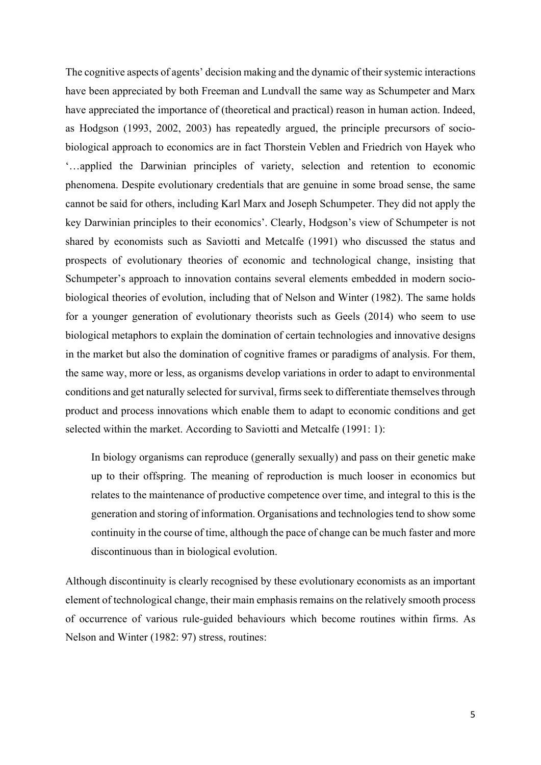The cognitive aspects of agents' decision making and the dynamic of their systemic interactions have been appreciated by both Freeman and Lundvall the same way as Schumpeter and Marx have appreciated the importance of (theoretical and practical) reason in human action. Indeed, as Hodgson (1993, 2002, 2003) has repeatedly argued, the principle precursors of socio-biological approach to economics are in fact Thorstein Veblen and Friedrich von Hayek who '…applied the Darwinian principles of variety, selection and retention to economic phenomena. Despite evolutionary credentials that are genuine in some broad sense, the same cannot be said for others, including Karl Marx and Joseph Schumpeter. They did not apply the key Darwinian principles to their economics'. Clearly, Hodgson's view of Schumpeter is not shared by economists such as Saviotti and Metcalfe (1991) who discussed the status and prospects of evolutionary theories of economic and technological change, insisting that Schumpeter's approach to innovation contains several elements embedded in modern socio-biological theories of evolution, including that of Nelson and Winter (1982). The same holds for a younger generation of evolutionary theorists such as Geels (2014) who seem to use biological metaphors to explain the domination of certain technologies and innovative designs in the market but also the domination of cognitive frames or paradigms of analysis. For them, the same way, more or less, as organisms develop variations in order to adapt to environmental conditions and get naturally selected for survival, firms seek to differentiate themselves through product and process innovations which enable them to adapt to economic conditions and get selected within the market. According to Saviotti and Metcalfe (1991: 1):

> In biology organisms can reproduce (generally sexually) and pass on their genetic make up to their offspring. The meaning of reproduction is much looser in economics but relates to the maintenance of productive competence over time, and integral to this is the generation and storing of information. Organisations and technologies tend to show some continuity in the course of time, although the pace of change can be much faster and more discontinuous than in biological evolution.

Although discontinuity is clearly recognised by these evolutionary economists as an important element of technological change, their main emphasis remains on the relatively smooth process of occurrence of various rule-guided behaviours which become routines within firms. As Nelson and Winter (1982: 97) stress, routines: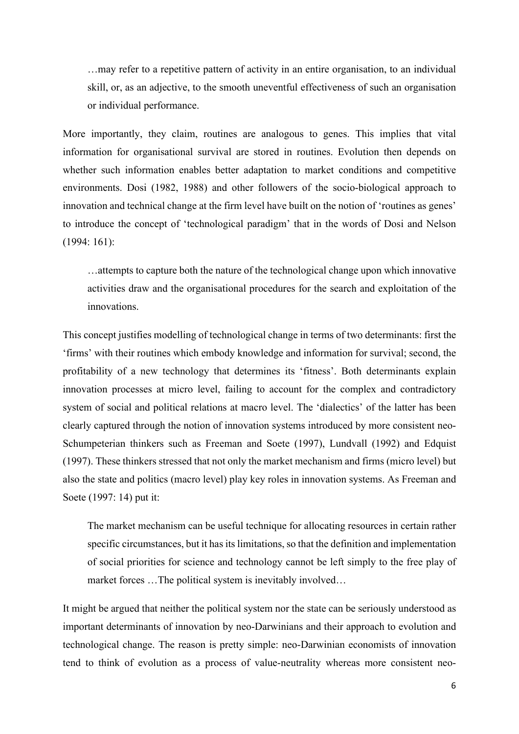> …may refer to a repetitive pattern of activity in an entire organisation, to an individual skill, or, as an adjective, to the smooth uneventful effectiveness of such an organisation or individual performance.

More importantly, they claim, routines are analogous to genes. This implies that vital information for organisational survival are stored in routines. Evolution then depends on whether such information enables better adaptation to market conditions and competitive environments. Dosi (1982, 1988) and other followers of the socio-biological approach to innovation and technical change at the firm level have built on the notion of 'routines as genes' to introduce the concept of 'technological paradigm' that in the words of Dosi and Nelson (1994: 161):

> …attempts to capture both the nature of the technological change upon which innovative activities draw and the organisational procedures for the search and exploitation of the innovations.

This concept justifies modelling of technological change in terms of two determinants: first the 'firms' with their routines which embody knowledge and information for survival; second, the profitability of a new technology that determines its 'fitness'. Both determinants explain innovation processes at micro level, failing to account for the complex and contradictory system of social and political relations at macro level. The 'dialectics' of the latter has been clearly captured through the notion of innovation systems introduced by more consistent neo-Schumpeterian thinkers such as Freeman and Soete (1997), Lundvall (1992) and Edquist (1997). These thinkers stressed that not only the market mechanism and firms (micro level) but also the state and politics (macro level) play key roles in innovation systems. As Freeman and Soete (1997: 14) put it:

> The market mechanism can be useful technique for allocating resources in certain rather specific circumstances, but it has its limitations, so that the definition and implementation of social priorities for science and technology cannot be left simply to the free play of market forces …The political system is inevitably involved…

It might be argued that neither the political system nor the state can be seriously understood as important determinants of innovation by neo-Darwinians and their approach to evolution and technological change. The reason is pretty simple: neo-Darwinian economists of innovation tend to think of evolution as a process of value-neutrality whereas more consistent neo-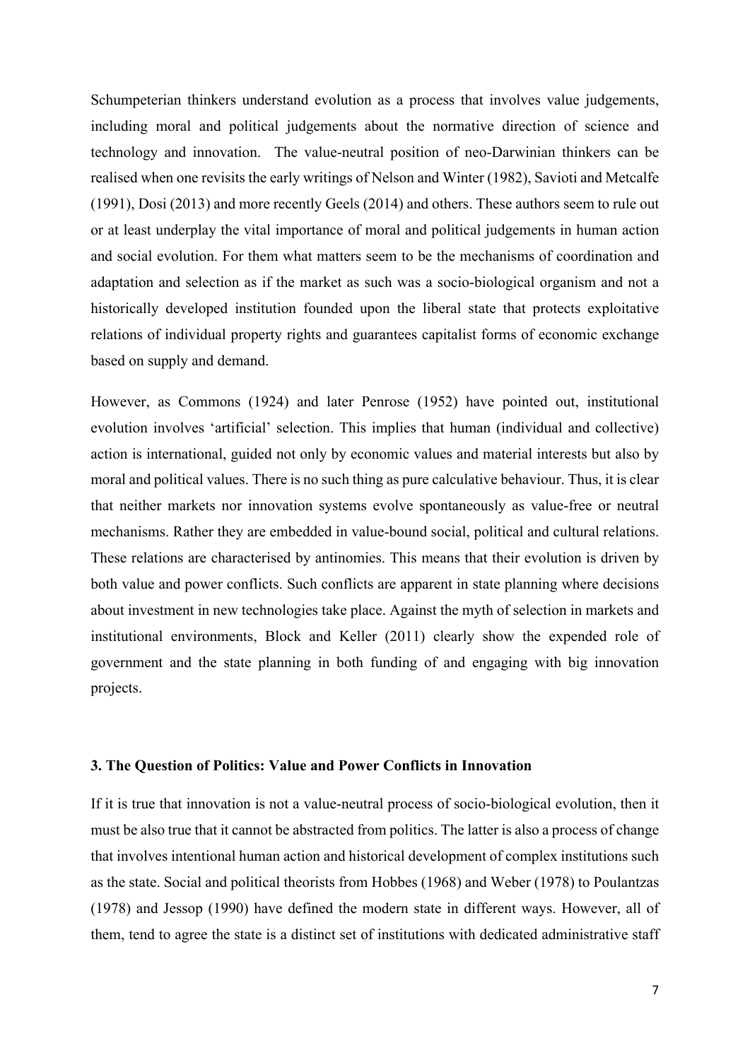Schumpeterian thinkers understand evolution as a process that involves value judgements, including moral and political judgements about the normative direction of science and technology and innovation. The value-neutral position of neo-Darwinian thinkers can be realised when one revisits the early writings of Nelson and Winter (1982), Savioti and Metcalfe (1991), Dosi (2013) and more recently Geels (2014) and others. These authors seem to rule out or at least underplay the vital importance of moral and political judgements in human action and social evolution. For them what matters seem to be the mechanisms of coordination and adaptation and selection as if the market as such was a socio-biological organism and not a historically developed institution founded upon the liberal state that protects exploitative relations of individual property rights and guarantees capitalist forms of economic exchange based on supply and demand.

However, as Commons (1924) and later Penrose (1952) have pointed out, institutional evolution involves 'artificial' selection. This implies that human (individual and collective) action is international, guided not only by economic values and material interests but also by moral and political values. There is no such thing as pure calculative behaviour. Thus, it is clear that neither markets nor innovation systems evolve spontaneously as value-free or neutral mechanisms. Rather they are embedded in value-bound social, political and cultural relations. These relations are characterised by antinomies. This means that their evolution is driven by both value and power conflicts. Such conflicts are apparent in state planning where decisions about investment in new technologies take place. Against the myth of selection in markets and institutional environments, Block and Keller (2011) clearly show the expended role of government and the state planning in both funding of and engaging with big innovation projects.

### 3. The Question of Politics: Value and Power Conflicts in Innovation

If it is true that innovation is not a value-neutral process of socio-biological evolution, then it must be also true that it cannot be abstracted from politics. The latter is also a process of change that involves intentional human action and historical development of complex institutions such as the state. Social and political theorists from Hobbes (1968) and Weber (1978) to Poulantzas (1978) and Jessop (1990) have defined the modern state in different ways. However, all of them, tend to agree the state is a distinct set of institutions with dedicated administrative staff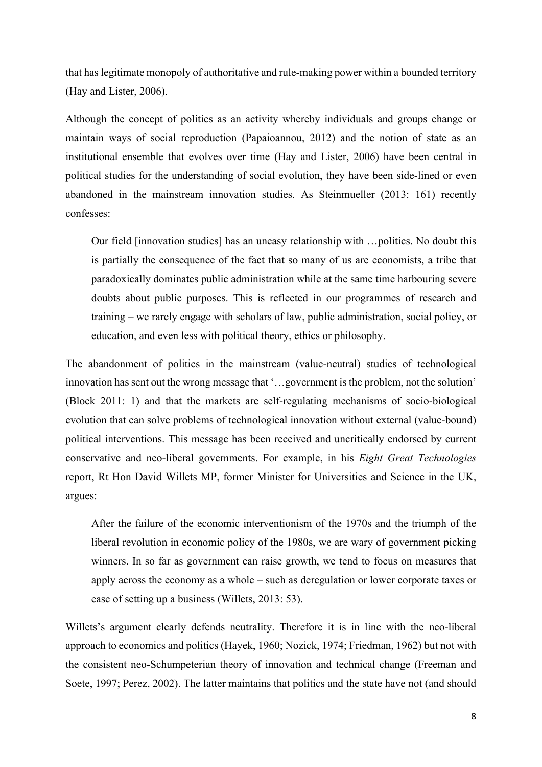that has legitimate monopoly of authoritative and rule-making power within a bounded territory (Hay and Lister, 2006).

Although the concept of politics as an activity whereby individuals and groups change or maintain ways of social reproduction (Papaioannou, 2012) and the notion of state as an institutional ensemble that evolves over time (Hay and Lister, 2006) have been central in political studies for the understanding of social evolution, they have been side-lined or even abandoned in the mainstream innovation studies. As Steinmueller (2013: 161) recently confesses:

> Our field [innovation studies] has an uneasy relationship with …politics. No doubt this is partially the consequence of the fact that so many of us are economists, a tribe that paradoxically dominates public administration while at the same time harbouring severe doubts about public purposes. This is reflected in our programmes of research and training – we rarely engage with scholars of law, public administration, social policy, or education, and even less with political theory, ethics or philosophy.

The abandonment of politics in the mainstream (value-neutral) studies of technological innovation has sent out the wrong message that '…government is the problem, not the solution' (Block 2011: 1) and that the markets are self-regulating mechanisms of socio-biological evolution that can solve problems of technological innovation without external (value-bound) political interventions. This message has been received and uncritically endorsed by current conservative and neo-liberal governments. For example, in his *Eight Great Technologies* report, Rt Hon David Willets MP, former Minister for Universities and Science in the UK, argues:

> After the failure of the economic interventionism of the 1970s and the triumph of the liberal revolution in economic policy of the 1980s, we are wary of government picking winners. In so far as government can raise growth, we tend to focus on measures that apply across the economy as a whole – such as deregulation or lower corporate taxes or ease of setting up a business (Willets, 2013: 53).

Willets's argument clearly defends neutrality. Therefore it is in line with the neo-liberal approach to economics and politics (Hayek, 1960; Nozick, 1974; Friedman, 1962) but not with the consistent neo-Schumpeterian theory of innovation and technical change (Freeman and Soete, 1997; Perez, 2002). The latter maintains that politics and the state have not (and should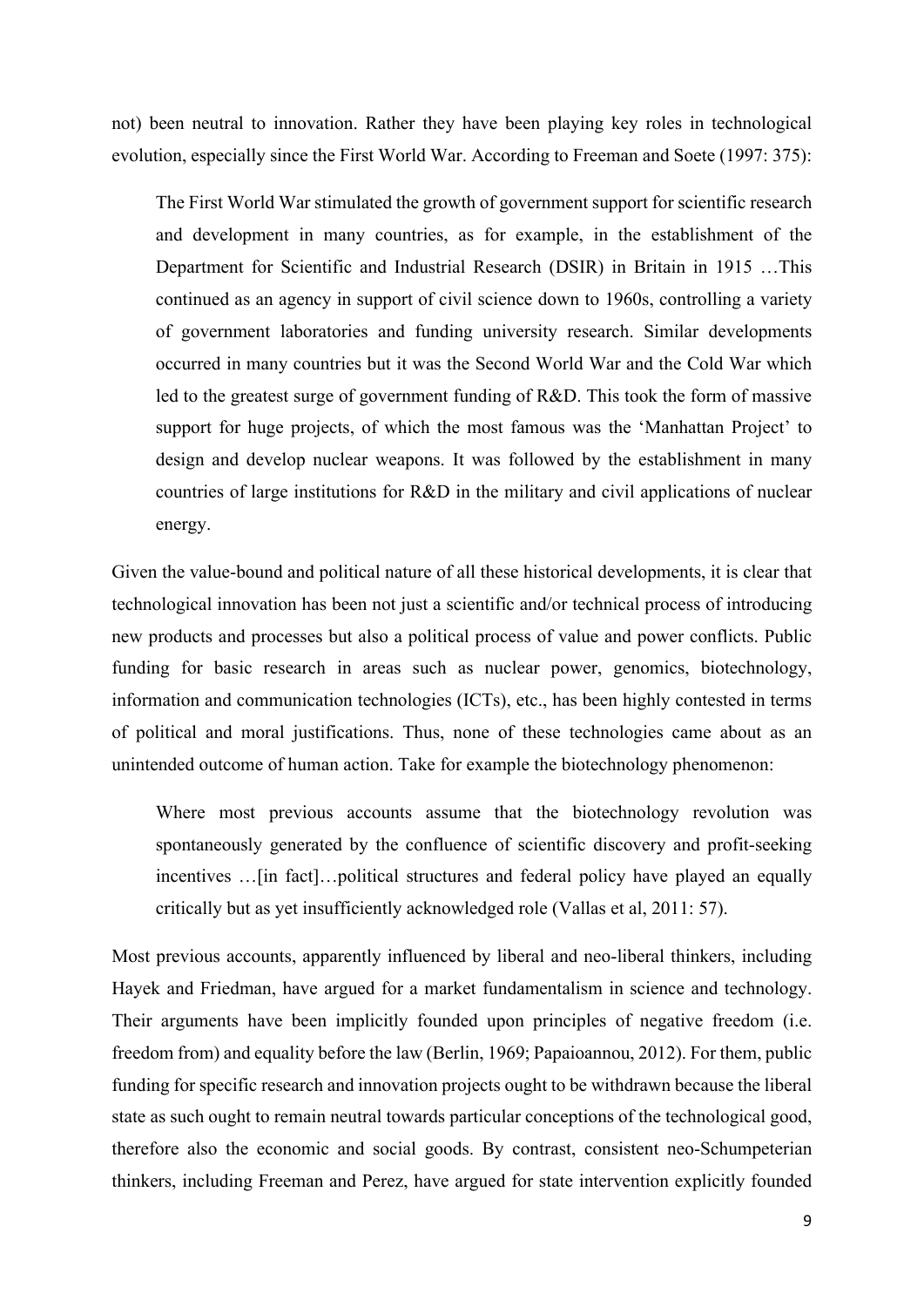not) been neutral to innovation. Rather they have been playing key roles in technological evolution, especially since the First World War. According to Freeman and Soete (1997: 375):

> The First World War stimulated the growth of government support for scientific research and development in many countries, as for example, in the establishment of the Department for Scientific and Industrial Research (DSIR) in Britain in 1915 …This continued as an agency in support of civil science down to 1960s, controlling a variety of government laboratories and funding university research. Similar developments occurred in many countries but it was the Second World War and the Cold War which led to the greatest surge of government funding of R&D. This took the form of massive support for huge projects, of which the most famous was the 'Manhattan Project' to design and develop nuclear weapons. It was followed by the establishment in many countries of large institutions for R&D in the military and civil applications of nuclear energy.

Given the value-bound and political nature of all these historical developments, it is clear that technological innovation has been not just a scientific and/or technical process of introducing new products and processes but also a political process of value and power conflicts. Public funding for basic research in areas such as nuclear power, genomics, biotechnology, information and communication technologies (ICTs), etc., has been highly contested in terms of political and moral justifications. Thus, none of these technologies came about as an unintended outcome of human action. Take for example the biotechnology phenomenon:

> Where most previous accounts assume that the biotechnology revolution was spontaneously generated by the confluence of scientific discovery and profit-seeking incentives …[in fact]…political structures and federal policy have played an equally critically but as yet insufficiently acknowledged role (Vallas et al, 2011: 57).

Most previous accounts, apparently influenced by liberal and neo-liberal thinkers, including Hayek and Friedman, have argued for a market fundamentalism in science and technology. Their arguments have been implicitly founded upon principles of negative freedom (i.e. freedom from) and equality before the law (Berlin, 1969; Papaioannou, 2012). For them, public funding for specific research and innovation projects ought to be withdrawn because the liberal state as such ought to remain neutral towards particular conceptions of the technological good, therefore also the economic and social goods. By contrast, consistent neo-Schumpeterian thinkers, including Freeman and Perez, have argued for state intervention explicitly founded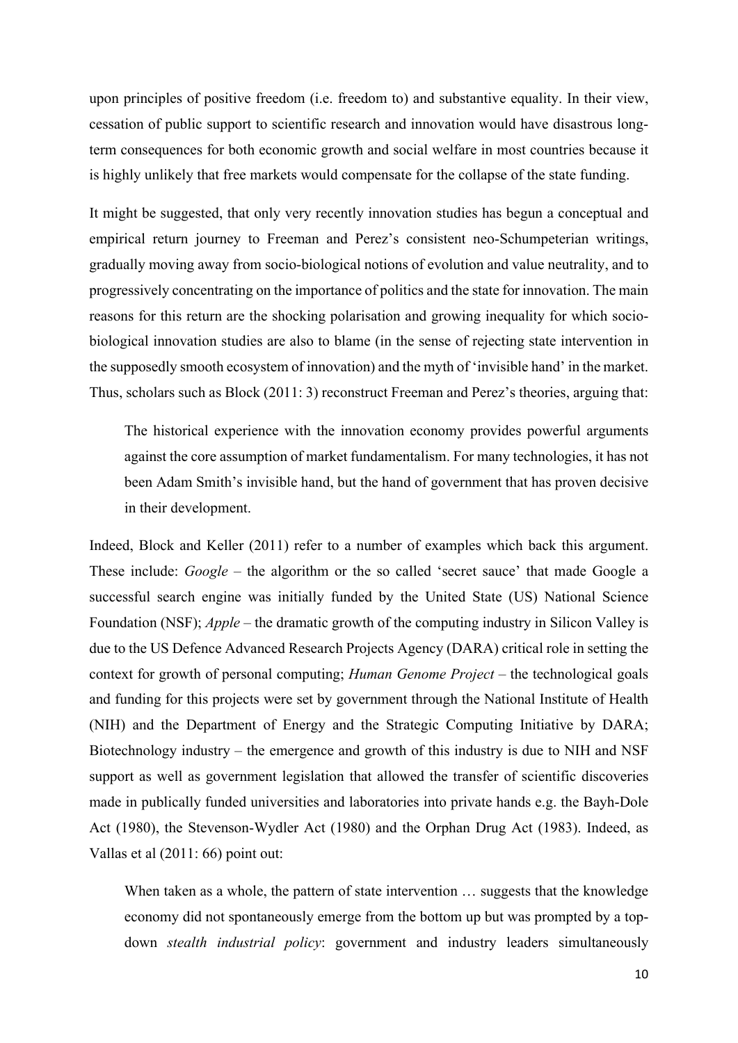upon principles of positive freedom (i.e. freedom to) and substantive equality. In their view, cessation of public support to scientific research and innovation would have disastrous long-term consequences for both economic growth and social welfare in most countries because it is highly unlikely that free markets would compensate for the collapse of the state funding.

It might be suggested, that only very recently innovation studies has begun a conceptual and empirical return journey to Freeman and Perez's consistent neo-Schumpeterian writings, gradually moving away from socio-biological notions of evolution and value neutrality, and to progressively concentrating on the importance of politics and the state for innovation. The main reasons for this return are the shocking polarisation and growing inequality for which socio-biological innovation studies are also to blame (in the sense of rejecting state intervention in the supposedly smooth ecosystem of innovation) and the myth of 'invisible hand' in the market. Thus, scholars such as Block (2011: 3) reconstruct Freeman and Perez's theories, arguing that:

> The historical experience with the innovation economy provides powerful arguments against the core assumption of market fundamentalism. For many technologies, it has not been Adam Smith's invisible hand, but the hand of government that has proven decisive in their development.

Indeed, Block and Keller (2011) refer to a number of examples which back this argument. These include: *Google* – the algorithm or the so called 'secret sauce' that made Google a successful search engine was initially funded by the United State (US) National Science Foundation (NSF); *Apple* – the dramatic growth of the computing industry in Silicon Valley is due to the US Defence Advanced Research Projects Agency (DARA) critical role in setting the context for growth of personal computing; *Human Genome Project* – the technological goals and funding for this projects were set by government through the National Institute of Health (NIH) and the Department of Energy and the Strategic Computing Initiative by DARA; Biotechnology industry – the emergence and growth of this industry is due to NIH and NSF support as well as government legislation that allowed the transfer of scientific discoveries made in publically funded universities and laboratories into private hands e.g. the Bayh-Dole Act (1980), the Stevenson-Wydler Act (1980) and the Orphan Drug Act (1983). Indeed, as Vallas et al (2011: 66) point out:

> When taken as a whole, the pattern of state intervention … suggests that the knowledge economy did not spontaneously emerge from the bottom up but was prompted by a top-down *stealth industrial policy*: government and industry leaders simultaneously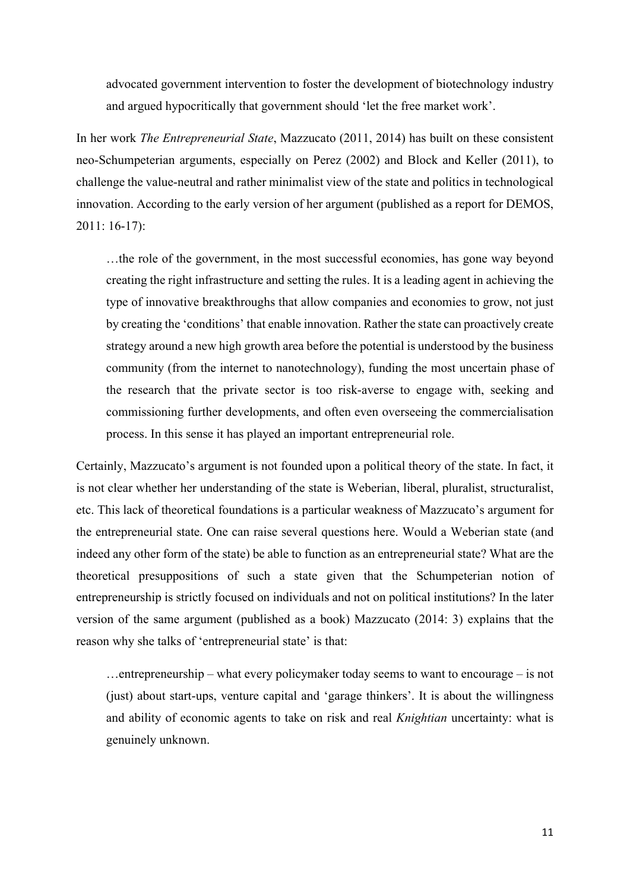> advocated government intervention to foster the development of biotechnology industry and argued hypocritically that government should 'let the free market work'.

In her work *The Entrepreneurial State*, Mazzucato (2011, 2014) has built on these consistent neo-Schumpeterian arguments, especially on Perez (2002) and Block and Keller (2011), to challenge the value-neutral and rather minimalist view of the state and politics in technological innovation. According to the early version of her argument (published as a report for DEMOS, 2011: 16-17):

> …the role of the government, in the most successful economies, has gone way beyond creating the right infrastructure and setting the rules. It is a leading agent in achieving the type of innovative breakthroughs that allow companies and economies to grow, not just by creating the 'conditions' that enable innovation. Rather the state can proactively create strategy around a new high growth area before the potential is understood by the business community (from the internet to nanotechnology), funding the most uncertain phase of the research that the private sector is too risk-averse to engage with, seeking and commissioning further developments, and often even overseeing the commercialisation process. In this sense it has played an important entrepreneurial role.

Certainly, Mazzucato's argument is not founded upon a political theory of the state. In fact, it is not clear whether her understanding of the state is Weberian, liberal, pluralist, structuralist, etc. This lack of theoretical foundations is a particular weakness of Mazzucato's argument for the entrepreneurial state. One can raise several questions here. Would a Weberian state (and indeed any other form of the state) be able to function as an entrepreneurial state? What are the theoretical presuppositions of such a state given that the Schumpeterian notion of entrepreneurship is strictly focused on individuals and not on political institutions? In the later version of the same argument (published as a book) Mazzucato (2014: 3) explains that the reason why she talks of 'entrepreneurial state' is that:

> …entrepreneurship – what every policymaker today seems to want to encourage – is not (just) about start-ups, venture capital and 'garage thinkers'. It is about the willingness and ability of economic agents to take on risk and real *Knightian* uncertainty: what is genuinely unknown.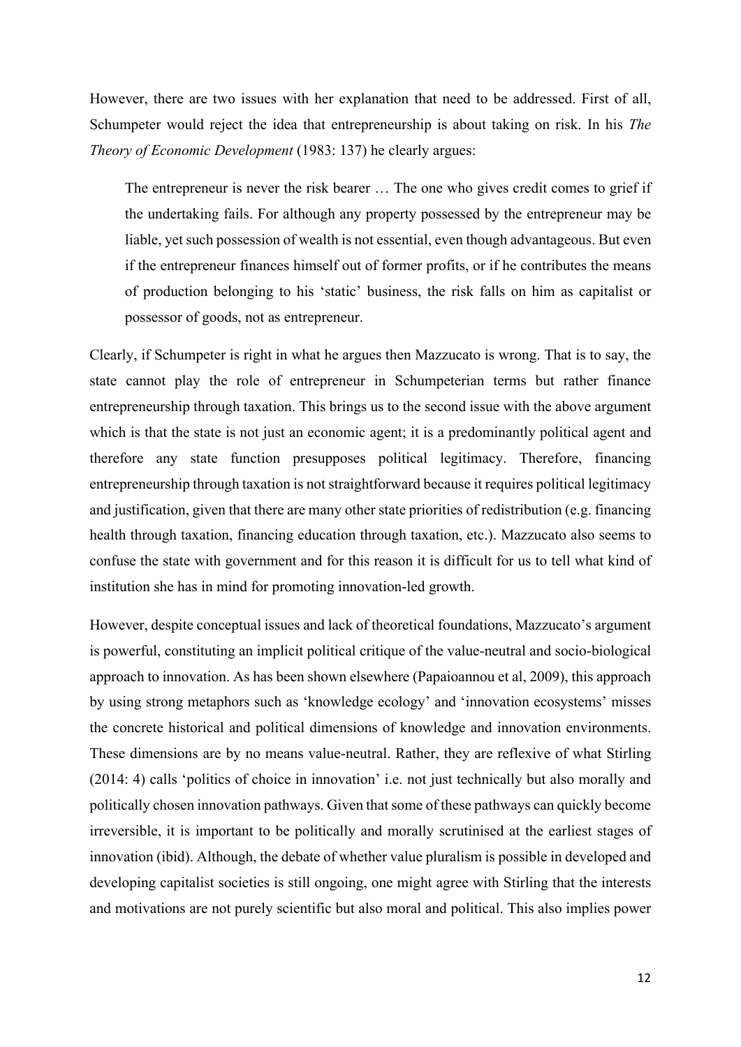However, there are two issues with her explanation that need to be addressed. First of all, Schumpeter would reject the idea that entrepreneurship is about taking on risk. In his *The Theory of Economic Development* (1983: 137) he clearly argues:

> The entrepreneur is never the risk bearer … The one who gives credit comes to grief if the undertaking fails. For although any property possessed by the entrepreneur may be liable, yet such possession of wealth is not essential, even though advantageous. But even if the entrepreneur finances himself out of former profits, or if he contributes the means of production belonging to his 'static' business, the risk falls on him as capitalist or possessor of goods, not as entrepreneur.

Clearly, if Schumpeter is right in what he argues then Mazzucato is wrong. That is to say, the state cannot play the role of entrepreneur in Schumpeterian terms but rather finance entrepreneurship through taxation. This brings us to the second issue with the above argument which is that the state is not just an economic agent; it is a predominantly political agent and therefore any state function presupposes political legitimacy. Therefore, financing entrepreneurship through taxation is not straightforward because it requires political legitimacy and justification, given that there are many other state priorities of redistribution (e.g. financing health through taxation, financing education through taxation, etc.). Mazzucato also seems to confuse the state with government and for this reason it is difficult for us to tell what kind of institution she has in mind for promoting innovation-led growth.

However, despite conceptual issues and lack of theoretical foundations, Mazzucato's argument is powerful, constituting an implicit political critique of the value-neutral and socio-biological approach to innovation. As has been shown elsewhere (Papaioannou et al, 2009), this approach by using strong metaphors such as 'knowledge ecology' and 'innovation ecosystems' misses the concrete historical and political dimensions of knowledge and innovation environments. These dimensions are by no means value-neutral. Rather, they are reflexive of what Stirling (2014: 4) calls 'politics of choice in innovation' i.e. not just technically but also morally and politically chosen innovation pathways. Given that some of these pathways can quickly become irreversible, it is important to be politically and morally scrutinised at the earliest stages of innovation (ibid). Although, the debate of whether value pluralism is possible in developed and developing capitalist societies is still ongoing, one might agree with Stirling that the interests and motivations are not purely scientific but also moral and political. This also implies power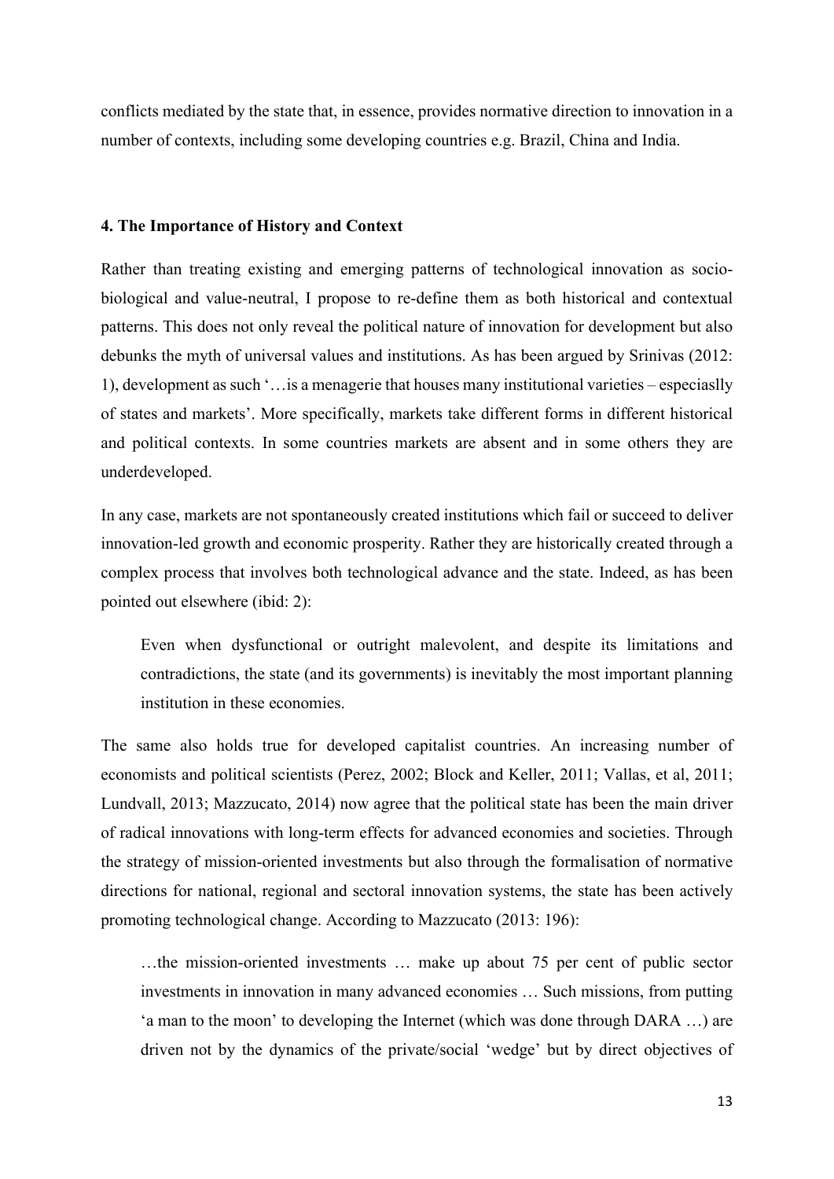conflicts mediated by the state that, in essence, provides normative direction to innovation in a number of contexts, including some developing countries e.g. Brazil, China and India.

#### 4. The Importance of History and Context

Rather than treating existing and emerging patterns of technological innovation as socio-biological and value-neutral, I propose to re-define them as both historical and contextual patterns. This does not only reveal the political nature of innovation for development but also debunks the myth of universal values and institutions. As has been argued by Srinivas (2012: 1), development as such '…is a menagerie that houses many institutional varieties – especiaslly of states and markets'. More specifically, markets take different forms in different historical and political contexts. In some countries markets are absent and in some others they are underdeveloped.

In any case, markets are not spontaneously created institutions which fail or succeed to deliver innovation-led growth and economic prosperity. Rather they are historically created through a complex process that involves both technological advance and the state. Indeed, as has been pointed out elsewhere (ibid: 2):

> Even when dysfunctional or outright malevolent, and despite its limitations and contradictions, the state (and its governments) is inevitably the most important planning institution in these economies.

The same also holds true for developed capitalist countries. An increasing number of economists and political scientists (Perez, 2002; Block and Keller, 2011; Vallas, et al, 2011; Lundvall, 2013; Mazzucato, 2014) now agree that the political state has been the main driver of radical innovations with long-term effects for advanced economies and societies. Through the strategy of mission-oriented investments but also through the formalisation of normative directions for national, regional and sectoral innovation systems, the state has been actively promoting technological change. According to Mazzucato (2013: 196):

> …the mission-oriented investments … make up about 75 per cent of public sector investments in innovation in many advanced economies … Such missions, from putting 'a man to the moon' to developing the Internet (which was done through DARA …) are driven not by the dynamics of the private/social 'wedge' but by direct objectives of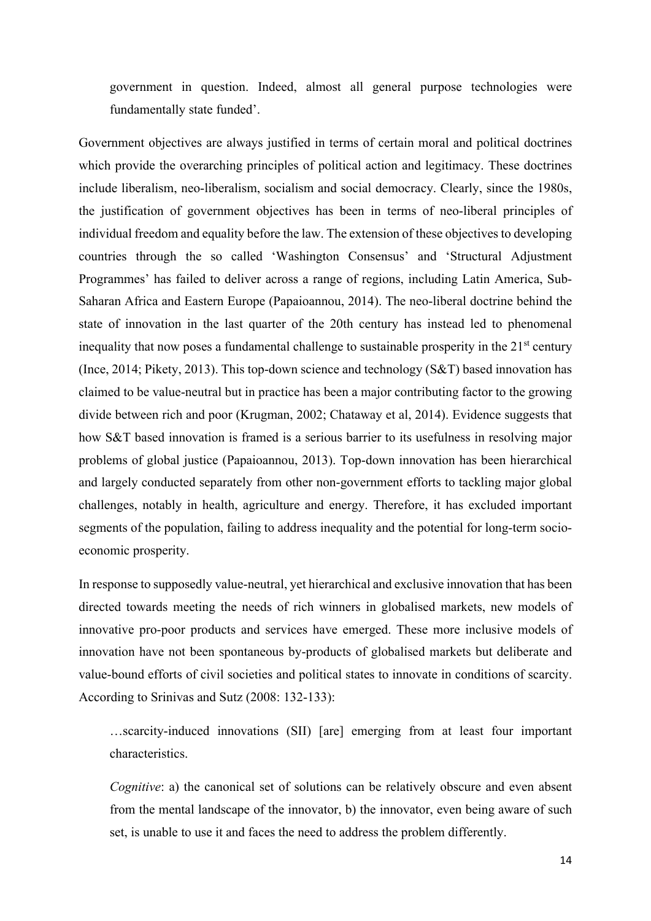> government in question. Indeed, almost all general purpose technologies were fundamentally state funded'.

Government objectives are always justified in terms of certain moral and political doctrines which provide the overarching principles of political action and legitimacy. These doctrines include liberalism, neo-liberalism, socialism and social democracy. Clearly, since the 1980s, the justification of government objectives has been in terms of neo-liberal principles of individual freedom and equality before the law. The extension of these objectives to developing countries through the so called 'Washington Consensus' and 'Structural Adjustment Programmes' has failed to deliver across a range of regions, including Latin America, Sub-Saharan Africa and Eastern Europe (Papaioannou, 2014). The neo-liberal doctrine behind the state of innovation in the last quarter of the 20th century has instead led to phenomenal inequality that now poses a fundamental challenge to sustainable prosperity in the 21st century (Ince, 2014; Pikety, 2013). This top-down science and technology (S&T) based innovation has claimed to be value-neutral but in practice has been a major contributing factor to the growing divide between rich and poor (Krugman, 2002; Chataway et al, 2014). Evidence suggests that how S&T based innovation is framed is a serious barrier to its usefulness in resolving major problems of global justice (Papaioannou, 2013). Top-down innovation has been hierarchical and largely conducted separately from other non-government efforts to tackling major global challenges, notably in health, agriculture and energy. Therefore, it has excluded important segments of the population, failing to address inequality and the potential for long-term socio-economic prosperity.

In response to supposedly value-neutral, yet hierarchical and exclusive innovation that has been directed towards meeting the needs of rich winners in globalised markets, new models of innovative pro-poor products and services have emerged. These more inclusive models of innovation have not been spontaneous by-products of globalised markets but deliberate and value-bound efforts of civil societies and political states to innovate in conditions of scarcity. According to Srinivas and Sutz (2008: 132-133):

> …scarcity-induced innovations (SII) [are] emerging from at least four important characteristics.
>
> *Cognitive*: a) the canonical set of solutions can be relatively obscure and even absent from the mental landscape of the innovator, b) the innovator, even being aware of such set, is unable to use it and faces the need to address the problem differently.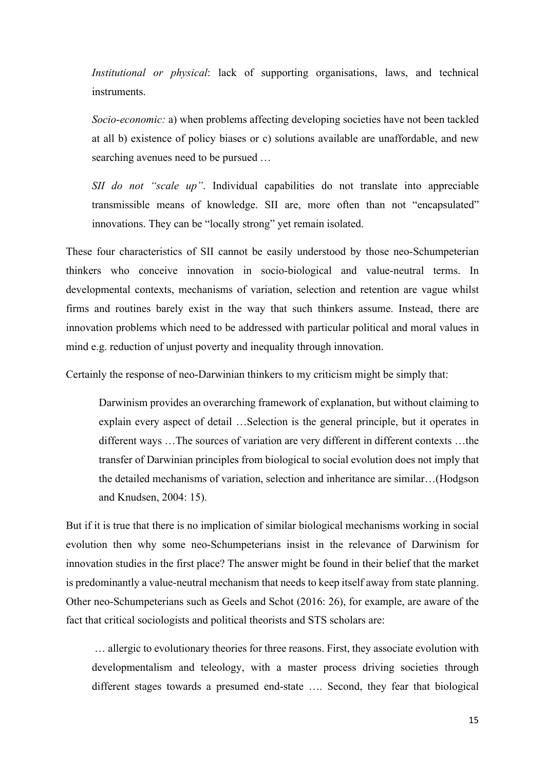*Institutional or physical*: lack of supporting organisations, laws, and technical instruments.

*Socio-economic:* a) when problems affecting developing societies have not been tackled at all b) existence of policy biases or c) solutions available are unaffordable, and new searching avenues need to be pursued …

*SII do not "scale up"*. Individual capabilities do not translate into appreciable transmissible means of knowledge. SII are, more often than not "encapsulated" innovations. They can be "locally strong" yet remain isolated.

These four characteristics of SII cannot be easily understood by those neo-Schumpeterian thinkers who conceive innovation in socio-biological and value-neutral terms. In developmental contexts, mechanisms of variation, selection and retention are vague whilst firms and routines barely exist in the way that such thinkers assume. Instead, there are innovation problems which need to be addressed with particular political and moral values in mind e.g. reduction of unjust poverty and inequality through innovation.

Certainly the response of neo-Darwinian thinkers to my criticism might be simply that:

> Darwinism provides an overarching framework of explanation, but without claiming to explain every aspect of detail …Selection is the general principle, but it operates in different ways …The sources of variation are very different in different contexts …the transfer of Darwinian principles from biological to social evolution does not imply that the detailed mechanisms of variation, selection and inheritance are similar…(Hodgson and Knudsen, 2004: 15).

But if it is true that there is no implication of similar biological mechanisms working in social evolution then why some neo-Schumpeterians insist in the relevance of Darwinism for innovation studies in the first place? The answer might be found in their belief that the market is predominantly a value-neutral mechanism that needs to keep itself away from state planning. Other neo-Schumpeterians such as Geels and Schot (2016: 26), for example, are aware of the fact that critical sociologists and political theorists and STS scholars are:

> … allergic to evolutionary theories for three reasons. First, they associate evolution with developmentalism and teleology, with a master process driving societies through different stages towards a presumed end-state …. Second, they fear that biological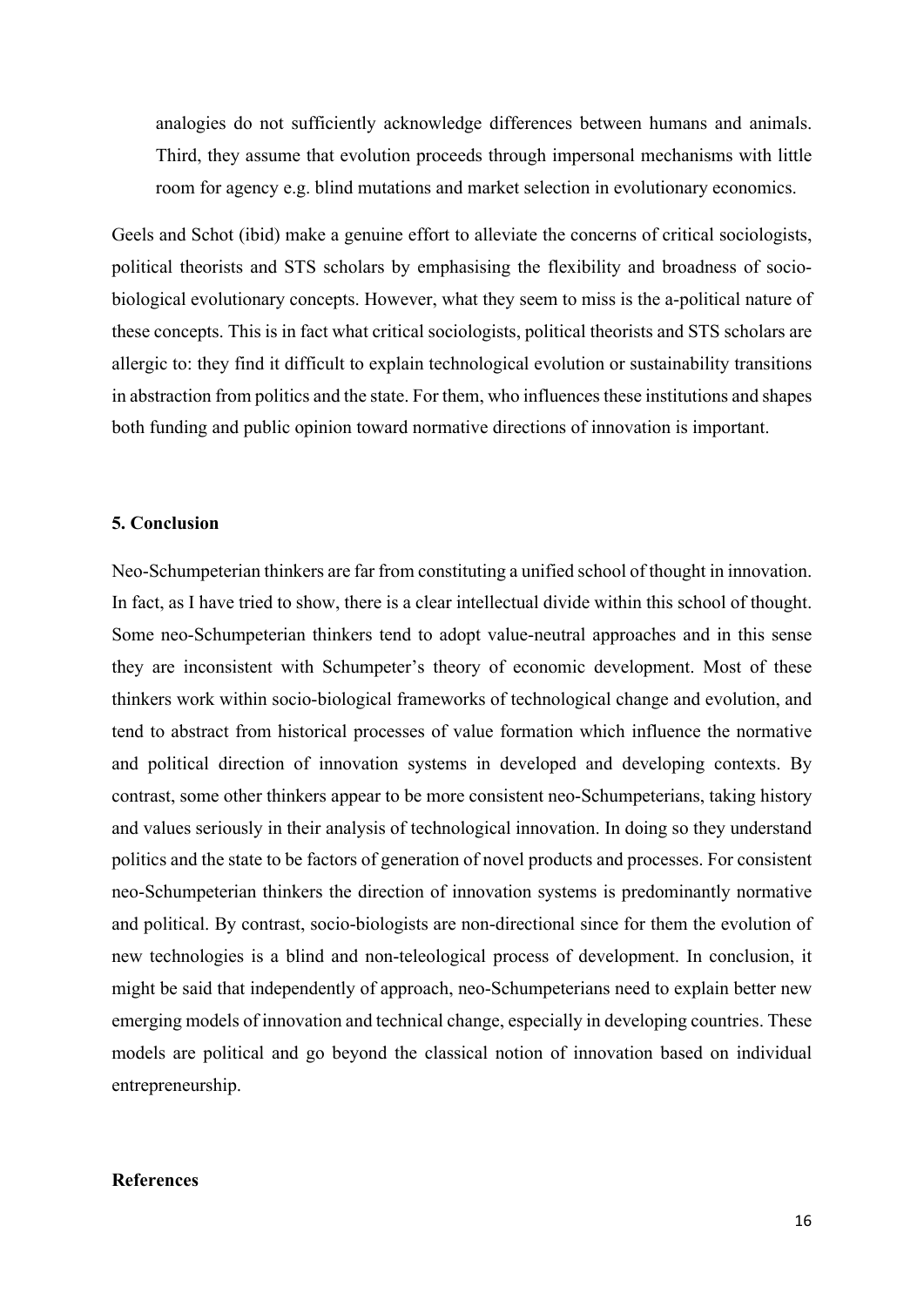analogies do not sufficiently acknowledge differences between humans and animals. Third, they assume that evolution proceeds through impersonal mechanisms with little room for agency e.g. blind mutations and market selection in evolutionary economics.

Geels and Schot (ibid) make a genuine effort to alleviate the concerns of critical sociologists, political theorists and STS scholars by emphasising the flexibility and broadness of socio-biological evolutionary concepts. However, what they seem to miss is the a-political nature of these concepts. This is in fact what critical sociologists, political theorists and STS scholars are allergic to: they find it difficult to explain technological evolution or sustainability transitions in abstraction from politics and the state. For them, who influences these institutions and shapes both funding and public opinion toward normative directions of innovation is important.

## 5. Conclusion

Neo-Schumpeterian thinkers are far from constituting a unified school of thought in innovation. In fact, as I have tried to show, there is a clear intellectual divide within this school of thought. Some neo-Schumpeterian thinkers tend to adopt value-neutral approaches and in this sense they are inconsistent with Schumpeter's theory of economic development. Most of these thinkers work within socio-biological frameworks of technological change and evolution, and tend to abstract from historical processes of value formation which influence the normative and political direction of innovation systems in developed and developing contexts. By contrast, some other thinkers appear to be more consistent neo-Schumpeterians, taking history and values seriously in their analysis of technological innovation. In doing so they understand politics and the state to be factors of generation of novel products and processes. For consistent neo-Schumpeterian thinkers the direction of innovation systems is predominantly normative and political. By contrast, socio-biologists are non-directional since for them the evolution of new technologies is a blind and non-teleological process of development. In conclusion, it might be said that independently of approach, neo-Schumpeterians need to explain better new emerging models of innovation and technical change, especially in developing countries. These models are political and go beyond the classical notion of innovation based on individual entrepreneurship.

## References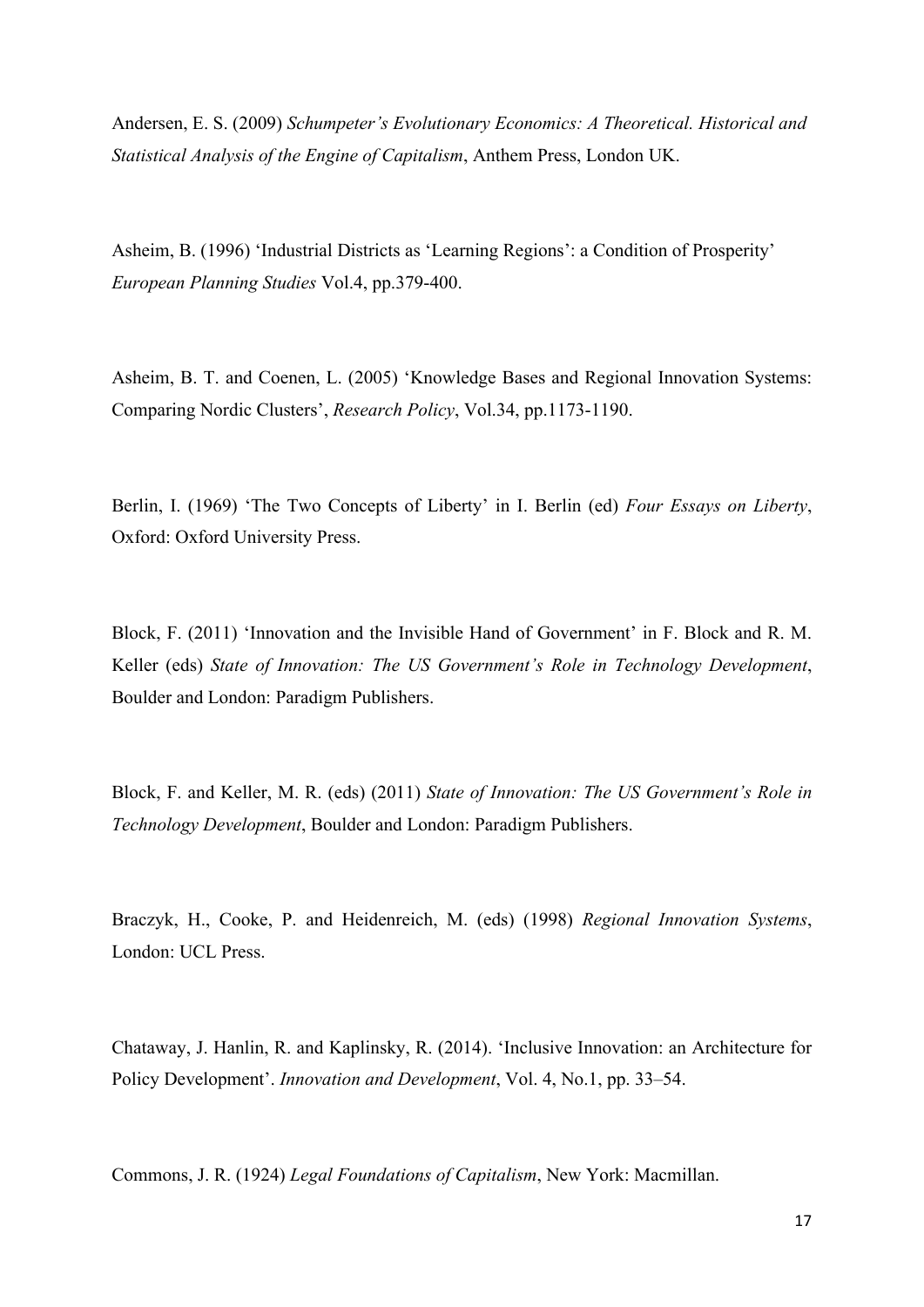Andersen, E. S. (2009) *Schumpeter's Evolutionary Economics: A Theoretical. Historical and Statistical Analysis of the Engine of Capitalism*, Anthem Press, London UK.

Asheim, B. (1996) 'Industrial Districts as 'Learning Regions': a Condition of Prosperity' *European Planning Studies* Vol.4, pp.379-400.

Asheim, B. T. and Coenen, L. (2005) 'Knowledge Bases and Regional Innovation Systems: Comparing Nordic Clusters', *Research Policy*, Vol.34, pp.1173-1190.

Berlin, I. (1969) 'The Two Concepts of Liberty' in I. Berlin (ed) *Four Essays on Liberty*, Oxford: Oxford University Press.

Block, F. (2011) 'Innovation and the Invisible Hand of Government' in F. Block and R. M. Keller (eds) *State of Innovation: The US Government's Role in Technology Development*, Boulder and London: Paradigm Publishers.

Block, F. and Keller, M. R. (eds) (2011) *State of Innovation: The US Government's Role in Technology Development*, Boulder and London: Paradigm Publishers.

Braczyk, H., Cooke, P. and Heidenreich, M. (eds) (1998) *Regional Innovation Systems*, London: UCL Press.

Chataway, J. Hanlin, R. and Kaplinsky, R. (2014). 'Inclusive Innovation: an Architecture for Policy Development'. *Innovation and Development*, Vol. 4, No.1, pp. 33–54.

Commons, J. R. (1924) *Legal Foundations of Capitalism*, New York: Macmillan.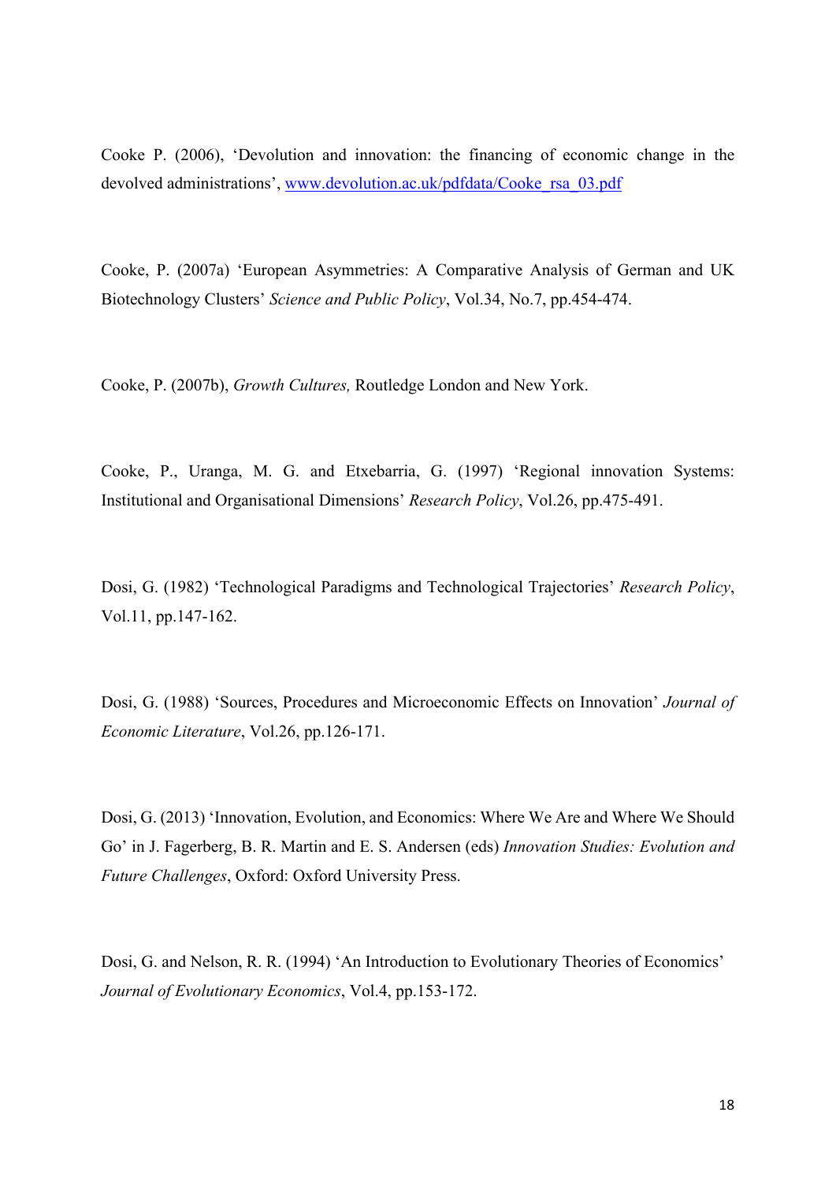Cooke P. (2006), 'Devolution and innovation: the financing of economic change in the devolved administrations', [www.devolution.ac.uk/pdfdata/Cooke_rsa_03.pdf](www.devolution.ac.uk/pdfdata/Cooke_rsa_03.pdf)

Cooke, P. (2007a) 'European Asymmetries: A Comparative Analysis of German and UK Biotechnology Clusters' *Science and Public Policy*, Vol.34, No.7, pp.454-474.

Cooke, P. (2007b), *Growth Cultures,* Routledge London and New York.

Cooke, P., Uranga, M. G. and Etxebarria, G. (1997) 'Regional innovation Systems: Institutional and Organisational Dimensions' *Research Policy*, Vol.26, pp.475-491.

Dosi, G. (1982) 'Technological Paradigms and Technological Trajectories' *Research Policy*, Vol.11, pp.147-162.

Dosi, G. (1988) 'Sources, Procedures and Microeconomic Effects on Innovation' *Journal of Economic Literature*, Vol.26, pp.126-171.

Dosi, G. (2013) 'Innovation, Evolution, and Economics: Where We Are and Where We Should Go' in J. Fagerberg, B. R. Martin and E. S. Andersen (eds) *Innovation Studies: Evolution and Future Challenges*, Oxford: Oxford University Press.

Dosi, G. and Nelson, R. R. (1994) 'An Introduction to Evolutionary Theories of Economics' *Journal of Evolutionary Economics*, Vol.4, pp.153-172.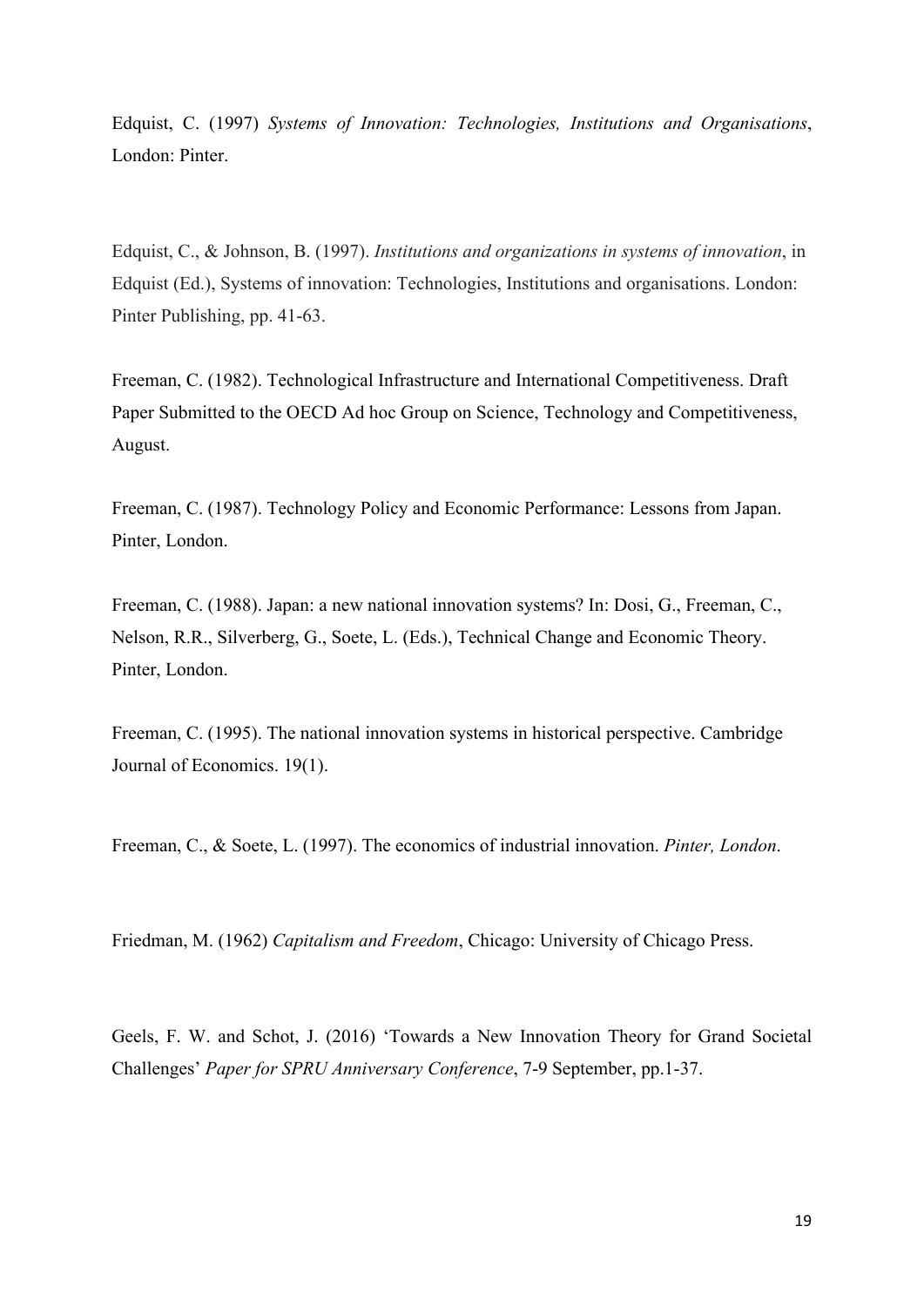Edquist, C. (1997) *Systems of Innovation: Technologies, Institutions and Organisations*, London: Pinter.

Edquist, C., & Johnson, B. (1997). *Institutions and organizations in systems of innovation*, in Edquist (Ed.), Systems of innovation: Technologies, Institutions and organisations. London: Pinter Publishing, pp. 41-63.

Freeman, C. (1982). Technological Infrastructure and International Competitiveness. Draft Paper Submitted to the OECD Ad hoc Group on Science, Technology and Competitiveness, August.

Freeman, C. (1987). Technology Policy and Economic Performance: Lessons from Japan. Pinter, London.

Freeman, C. (1988). Japan: a new national innovation systems? In: Dosi, G., Freeman, C., Nelson, R.R., Silverberg, G., Soete, L. (Eds.), Technical Change and Economic Theory. Pinter, London.

Freeman, C. (1995). The national innovation systems in historical perspective. Cambridge Journal of Economics. 19(1).

Freeman, C., & Soete, L. (1997). The economics of industrial innovation. *Pinter, London*.

Friedman, M. (1962) *Capitalism and Freedom*, Chicago: University of Chicago Press.

Geels, F. W. and Schot, J. (2016) 'Towards a New Innovation Theory for Grand Societal Challenges' *Paper for SPRU Anniversary Conference*, 7-9 September, pp.1-37.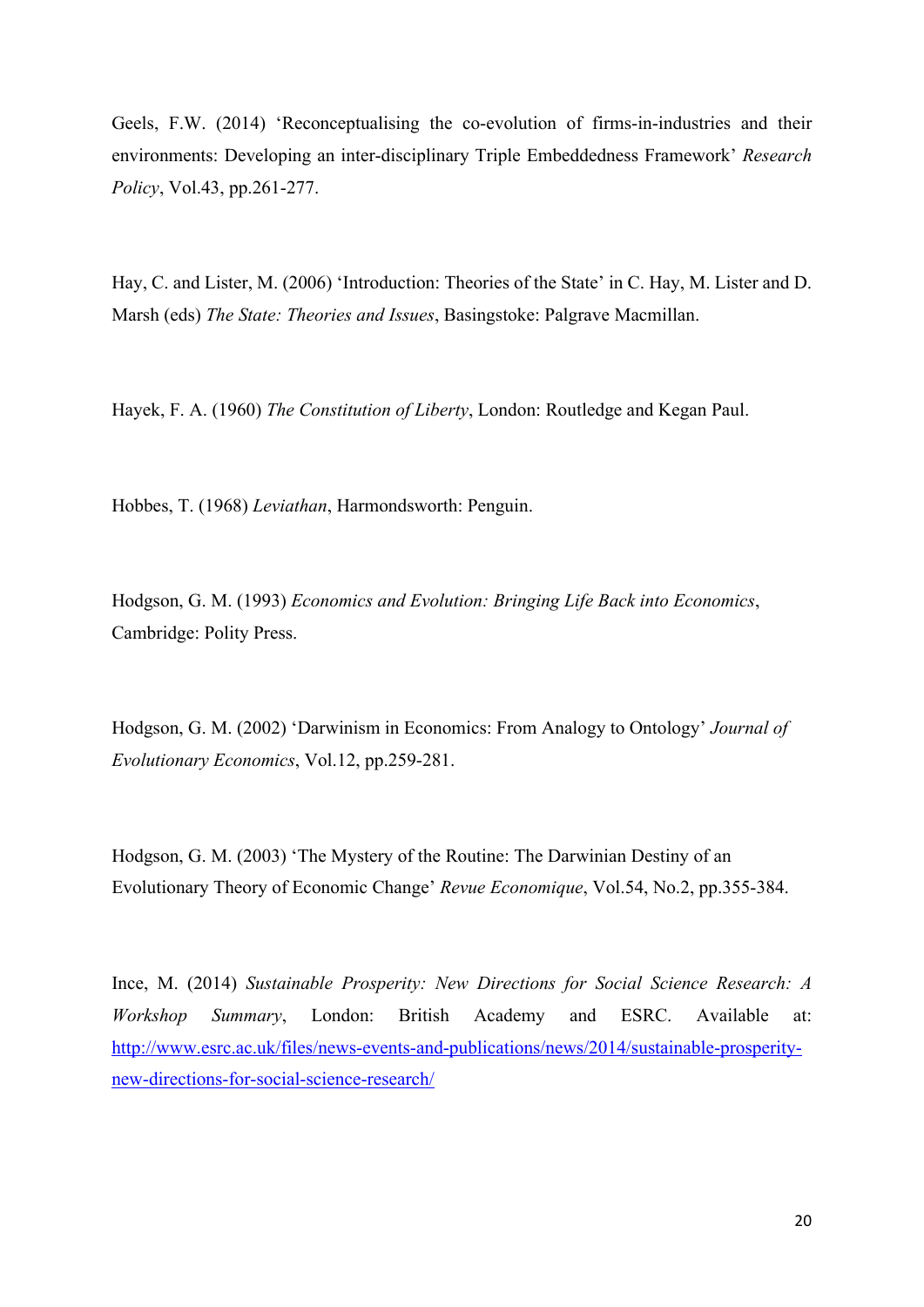Geels, F.W. (2014) 'Reconceptualising the co-evolution of firms-in-industries and their environments: Developing an inter-disciplinary Triple Embeddedness Framework' *Research Policy*, Vol.43, pp.261-277.

Hay, C. and Lister, M. (2006) 'Introduction: Theories of the State' in C. Hay, M. Lister and D. Marsh (eds) *The State: Theories and Issues*, Basingstoke: Palgrave Macmillan.

Hayek, F. A. (1960) *The Constitution of Liberty*, London: Routledge and Kegan Paul.

Hobbes, T. (1968) *Leviathan*, Harmondsworth: Penguin.

Hodgson, G. M. (1993) *Economics and Evolution: Bringing Life Back into Economics*, Cambridge: Polity Press.

Hodgson, G. M. (2002) 'Darwinism in Economics: From Analogy to Ontology' *Journal of Evolutionary Economics*, Vol.12, pp.259-281.

Hodgson, G. M. (2003) 'The Mystery of the Routine: The Darwinian Destiny of an Evolutionary Theory of Economic Change' *Revue Economique*, Vol.54, No.2, pp.355-384.

Ince, M. (2014) *Sustainable Prosperity: New Directions for Social Science Research: A Workshop Summary*, London: British Academy and ESRC. Available at: http://www.esrc.ac.uk/files/news-events-and-publications/news/2014/sustainable-prosperity-new-directions-for-social-science-research/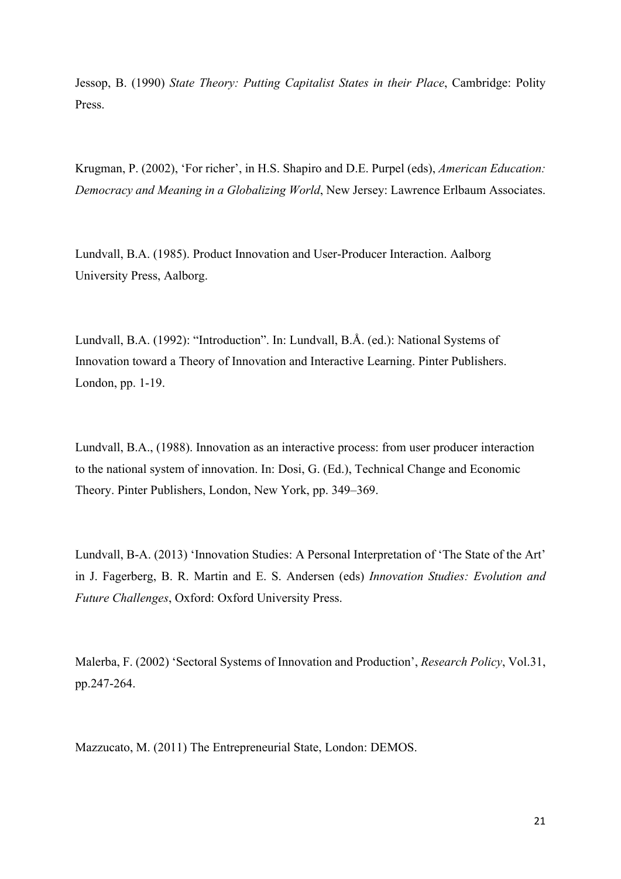Jessop, B. (1990) *State Theory: Putting Capitalist States in their Place*, Cambridge: Polity Press.

Krugman, P. (2002), 'For richer', in H.S. Shapiro and D.E. Purpel (eds), *American Education: Democracy and Meaning in a Globalizing World*, New Jersey: Lawrence Erlbaum Associates.

Lundvall, B.A. (1985). Product Innovation and User-Producer Interaction. Aalborg University Press, Aalborg.

Lundvall, B.A. (1992): "Introduction". In: Lundvall, B.Å. (ed.): National Systems of Innovation toward a Theory of Innovation and Interactive Learning. Pinter Publishers. London, pp. 1-19.

Lundvall, B.A., (1988). Innovation as an interactive process: from user producer interaction to the national system of innovation. In: Dosi, G. (Ed.), Technical Change and Economic Theory. Pinter Publishers, London, New York, pp. 349–369.

Lundvall, B-A. (2013) 'Innovation Studies: A Personal Interpretation of 'The State of the Art' in J. Fagerberg, B. R. Martin and E. S. Andersen (eds) *Innovation Studies: Evolution and Future Challenges*, Oxford: Oxford University Press.

Malerba, F. (2002) 'Sectoral Systems of Innovation and Production', *Research Policy*, Vol.31, pp.247-264.

Mazzucato, M. (2011) The Entrepreneurial State, London: DEMOS.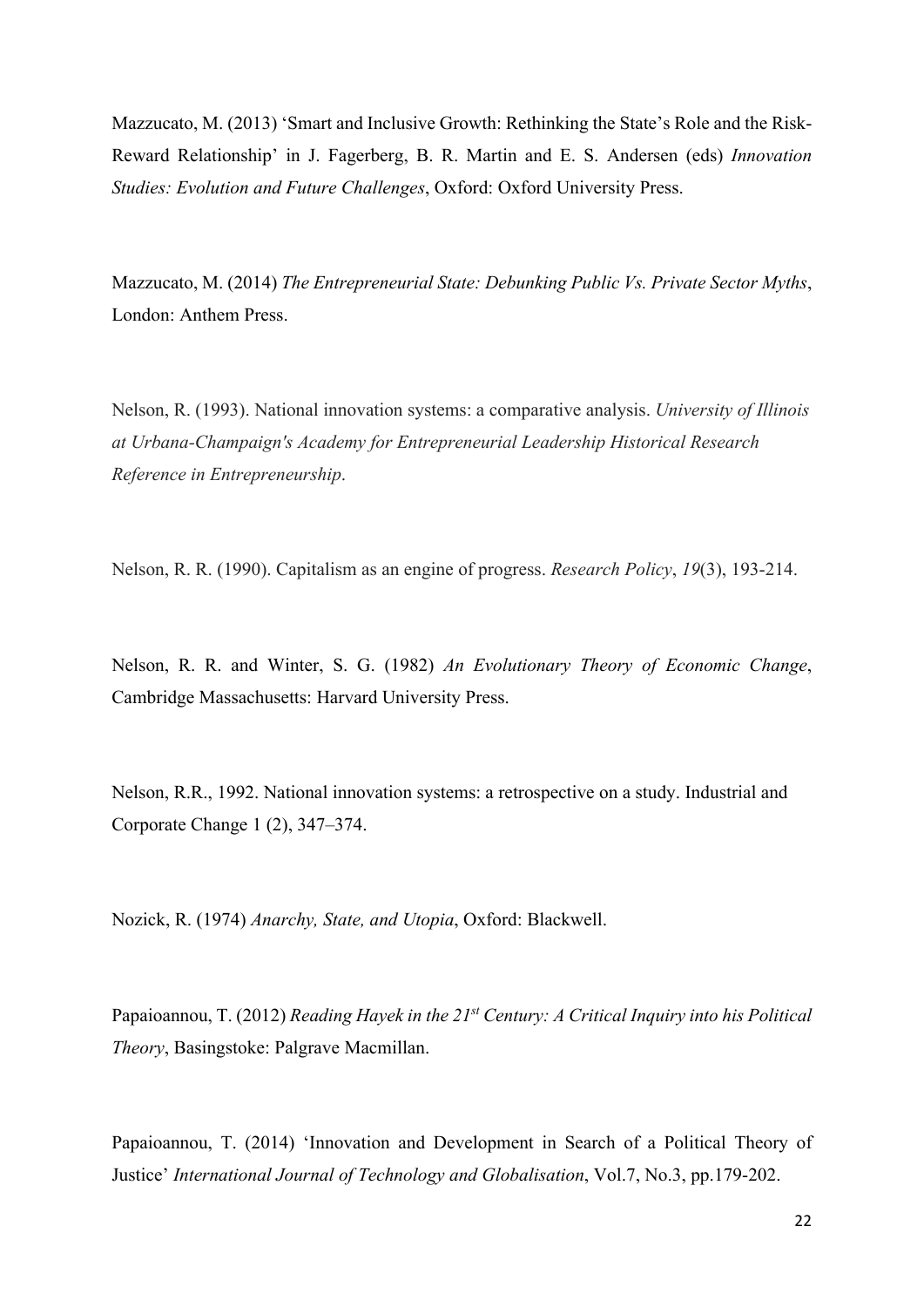Mazzucato, M. (2013) 'Smart and Inclusive Growth: Rethinking the State's Role and the Risk-Reward Relationship' in J. Fagerberg, B. R. Martin and E. S. Andersen (eds) *Innovation Studies: Evolution and Future Challenges*, Oxford: Oxford University Press.

Mazzucato, M. (2014) *The Entrepreneurial State: Debunking Public Vs. Private Sector Myths*, London: Anthem Press.

Nelson, R. (1993). National innovation systems: a comparative analysis. *University of Illinois at Urbana-Champaign's Academy for Entrepreneurial Leadership Historical Research Reference in Entrepreneurship*.

Nelson, R. R. (1990). Capitalism as an engine of progress. *Research Policy*, *19*(3), 193-214.

Nelson, R. R. and Winter, S. G. (1982) *An Evolutionary Theory of Economic Change*, Cambridge Massachusetts: Harvard University Press.

Nelson, R.R., 1992. National innovation systems: a retrospective on a study. Industrial and Corporate Change 1 (2), 347–374.

Nozick, R. (1974) *Anarchy, State, and Utopia*, Oxford: Blackwell.

Papaioannou, T. (2012) *Reading Hayek in the 21st Century: A Critical Inquiry into his Political Theory*, Basingstoke: Palgrave Macmillan.

Papaioannou, T. (2014) 'Innovation and Development in Search of a Political Theory of Justice' *International Journal of Technology and Globalisation*, Vol.7, No.3, pp.179-202.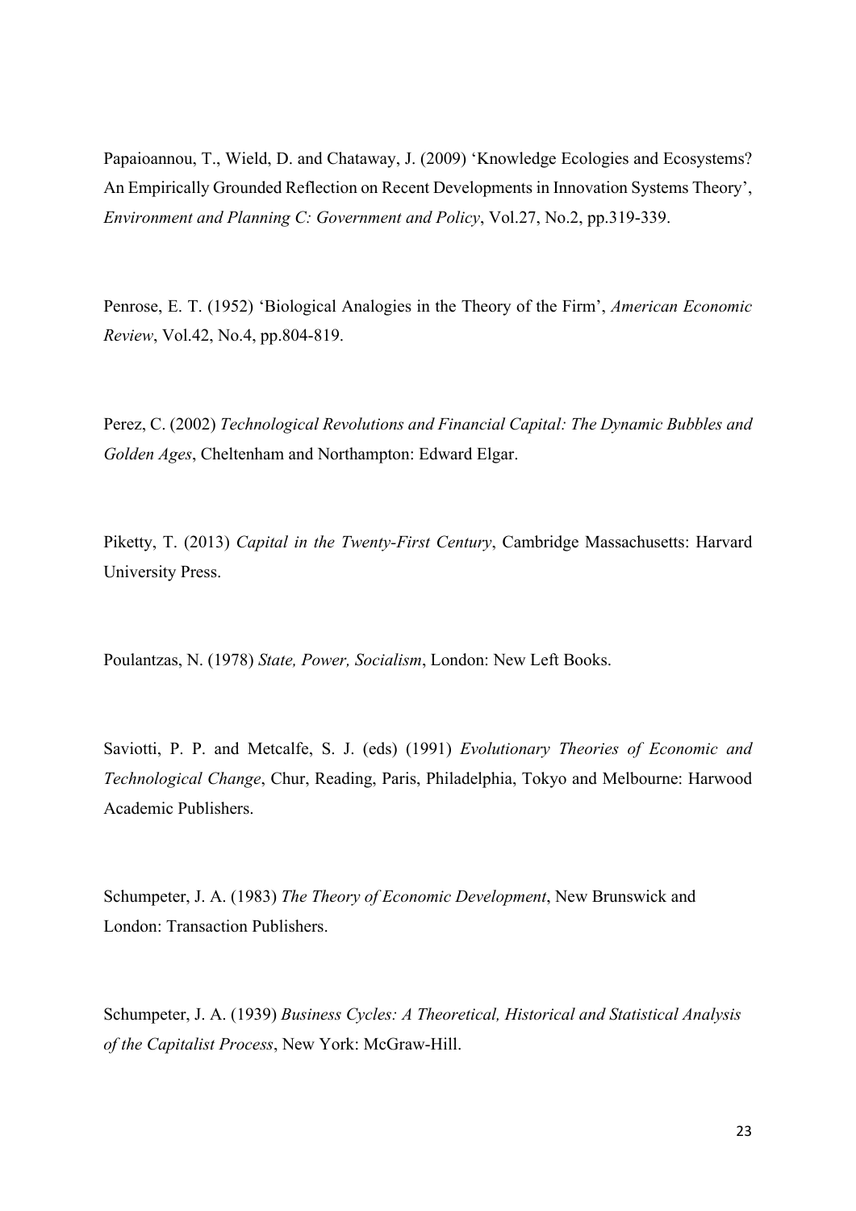Papaioannou, T., Wield, D. and Chataway, J. (2009) 'Knowledge Ecologies and Ecosystems? An Empirically Grounded Reflection on Recent Developments in Innovation Systems Theory', *Environment and Planning C: Government and Policy*, Vol.27, No.2, pp.319-339.

Penrose, E. T. (1952) 'Biological Analogies in the Theory of the Firm', *American Economic Review*, Vol.42, No.4, pp.804-819.

Perez, C. (2002) *Technological Revolutions and Financial Capital: The Dynamic Bubbles and Golden Ages*, Cheltenham and Northampton: Edward Elgar.

Piketty, T. (2013) *Capital in the Twenty-First Century*, Cambridge Massachusetts: Harvard University Press.

Poulantzas, N. (1978) *State, Power, Socialism*, London: New Left Books.

Saviotti, P. P. and Metcalfe, S. J. (eds) (1991) *Evolutionary Theories of Economic and Technological Change*, Chur, Reading, Paris, Philadelphia, Tokyo and Melbourne: Harwood Academic Publishers.

Schumpeter, J. A. (1983) *The Theory of Economic Development*, New Brunswick and London: Transaction Publishers.

Schumpeter, J. A. (1939) *Business Cycles: A Theoretical, Historical and Statistical Analysis of the Capitalist Process*, New York: McGraw-Hill.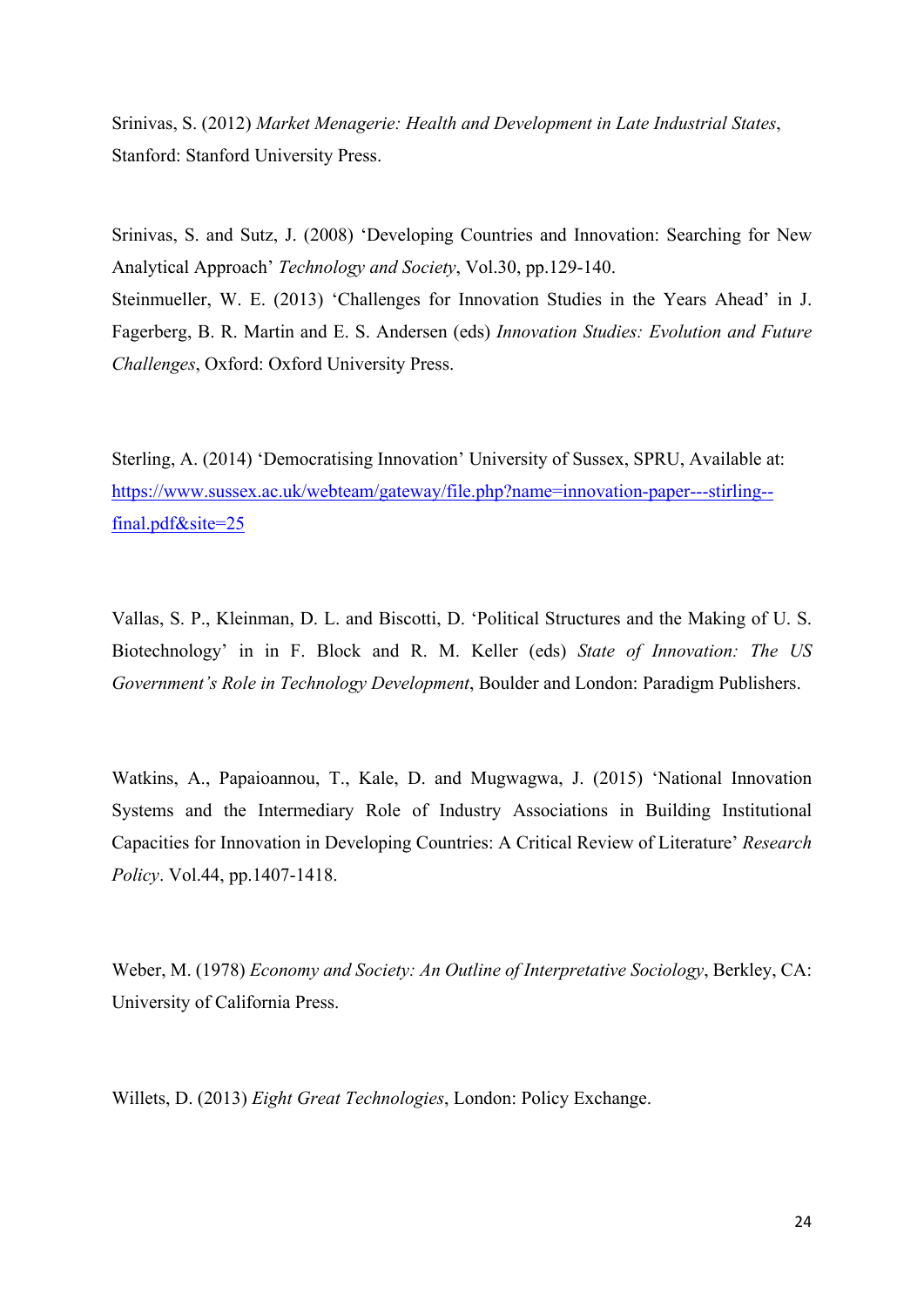Srinivas, S. (2012) *Market Menagerie: Health and Development in Late Industrial States*, Stanford: Stanford University Press.

Srinivas, S. and Sutz, J. (2008) 'Developing Countries and Innovation: Searching for New Analytical Approach' *Technology and Society*, Vol.30, pp.129-140.

Steinmueller, W. E. (2013) 'Challenges for Innovation Studies in the Years Ahead' in J. Fagerberg, B. R. Martin and E. S. Andersen (eds) *Innovation Studies: Evolution and Future Challenges*, Oxford: Oxford University Press.

Sterling, A. (2014) 'Democratising Innovation' University of Sussex, SPRU, Available at: [https://www.sussex.ac.uk/webteam/gateway/file.php?name=innovation-paper---stirling--final.pdf&site=25](https://www.sussex.ac.uk/webteam/gateway/file.php?name=innovation-paper---stirling--final.pdf&site=25)

Vallas, S. P., Kleinman, D. L. and Biscotti, D. 'Political Structures and the Making of U. S. Biotechnology' in in F. Block and R. M. Keller (eds) *State of Innovation: The US Government's Role in Technology Development*, Boulder and London: Paradigm Publishers.

Watkins, A., Papaioannou, T., Kale, D. and Mugwagwa, J. (2015) 'National Innovation Systems and the Intermediary Role of Industry Associations in Building Institutional Capacities for Innovation in Developing Countries: A Critical Review of Literature' *Research Policy*. Vol.44, pp.1407-1418.

Weber, M. (1978) *Economy and Society: An Outline of Interpretative Sociology*, Berkley, CA: University of California Press.

Willets, D. (2013) *Eight Great Technologies*, London: Policy Exchange.